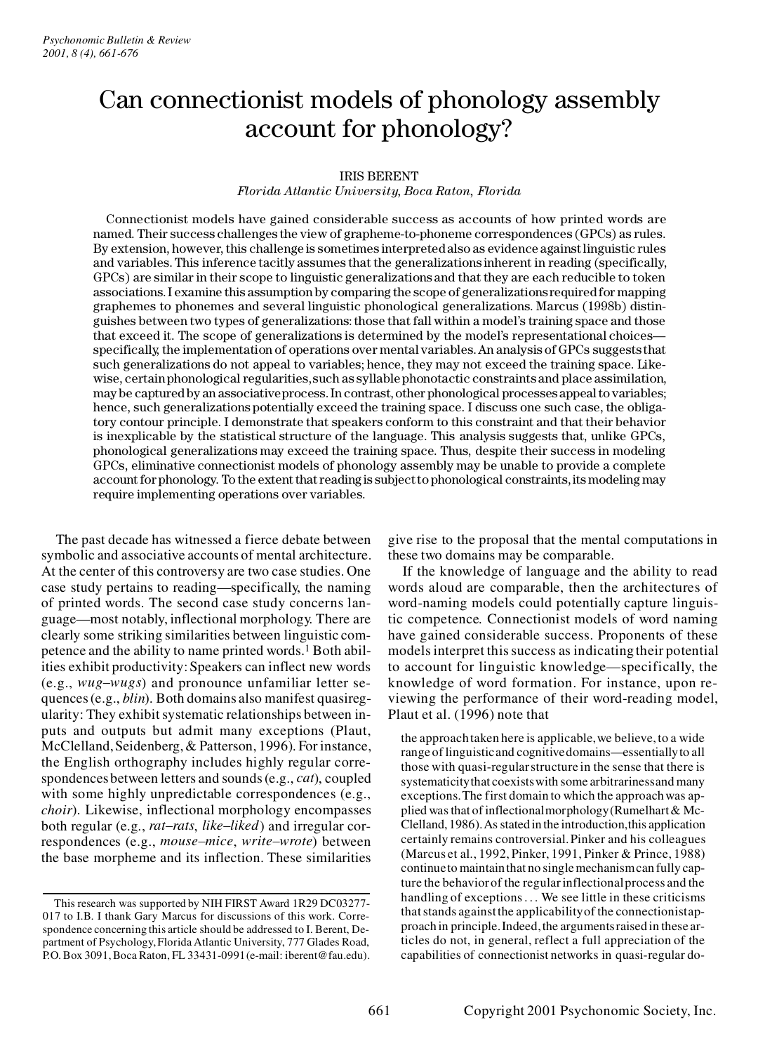# Can connectionist models of phonology assembly account for phonology?

IRIS BERENT

*Florida Atlantic University, Boca Raton, Florida*

Connectionist models have gained considerable success as accounts of how printed words are named. Their success challenges the view of grapheme-to-phoneme correspondences (GPCs) as rules. By extension, however, this challenge is sometimes interpreted also as evidence against linguistic rules and variables. This inference tacitly assumes that the generalizations inherent in reading (specifically, GPCs) are similar in their scope to linguistic generalizations and that they are each reducible to token associations. I examine this assumption by comparing the scope of generalizations required for mapping graphemes to phonemes and several linguistic phonological generalizations. Marcus (1998b) distinguishes between two types of generalizations: those that fall within a model's training space and those that exceed it. The scope of generalizations is determined by the model's representational choices—specifically, the implementation of operations over mental variables. An analysis of GPCs suggests that such generalizations do not appeal to variables; hence, they may not exceed the training space. Likewise, certain phonological regularities, such as syllable phonotactic constraints and place assimilation, may be captured by an associative process. In contrast, other phonological processes appeal to variables; hence, such generalizations potentially exceed the training space. I discuss one such case, the obligatory contour principle. I demonstrate that speakers conform to this constraint and that their behavior is inexplicable by the statistical structure of the language. This analysis suggests that, unlike GPCs, phonological generalizations may exceed the training space. Thus, despite their success in modeling GPCs, eliminative connectionist models of phonology assembly may be unable to provide a complete account for phonology. To the extent that reading is subject to phonological constraints, its modeling may require implementing operations over variables.

The past decade has witnessed a fierce debate between symbolic and associative accounts of mental architecture. At the center of this controversy are two case studies. One case study pertains to reading—specifically, the naming of printed words. The second case study concerns language—most notably, inflectional morphology. There are clearly some striking similarities between linguistic competence and the ability to name printed words.[1] Both abilities exhibit productivity: Speakers can inflect new words (e.g., *wug–wugs*) and pronounce unfamiliar letter sequences (e.g., *blin*). Both domains also manifest quasiregularity: They exhibit systematic relationships between inputs and outputs but admit many exceptions (Plaut, McClelland, Seidenberg, & Patterson, 1996). For instance, the English orthography includes highly regular correspondences between letters and sounds (e.g., *cat*), coupled with some highly unpredictable correspondences (e.g., *choir*). Likewise, inflectional morphology encompasses both regular (e.g., *rat–rats*, *like–liked*) and irregular correspondences (e.g., *mouse–mice*, *write–wrote*) between the base morpheme and its inflection. These similarities give rise to the proposal that the mental computations in these two domains may be comparable.

If the knowledge of language and the ability to read words aloud are comparable, then the architectures of word-naming models could potentially capture linguistic competence. Connectionist models of word naming have gained considerable success. Proponents of these models interpret this success as indicating their potential to account for linguistic knowledge—specifically, the knowledge of word formation. For instance, upon reviewing the performance of their word-reading model, Plaut et al. (1996) note that

> the approach taken here is applicable, we believe, to a wide range of linguistic and cognitive domains—essentially to all those with quasi-regular structure in the sense that there is systematicity that coexists with some arbitrariness and many exceptions. The first domain to which the approach was applied was that of inflectional morphology (Rumelhart & McClelland, 1986). As stated in the introduction, this application certainly remains controversial. Pinker and his colleagues (Marcus et al., 1992, Pinker, 1991, Pinker & Prince, 1988) continue to maintain that no single mechanism can fully capture the behavior of the regular inflectional process and the handling of exceptions . . . We see little in these criticisms that stands against the applicability of the connectionist approach in principle. Indeed, the arguments raised in these articles do not, in general, reflect a full appreciation of the capabilities of connectionist networks in quasi-regular do-

---

This research was supported by NIH FIRST Award 1R29 DC03277-017 to I.B. I thank Gary Marcus for discussions of this work. Correspondence concerning this article should be addressed to I. Berent, Department of Psychology, Florida Atlantic University, 777 Glades Road, P.O. Box 3091, Boca Raton, FL 33431-0991 (e-mail: iberent@fau.edu).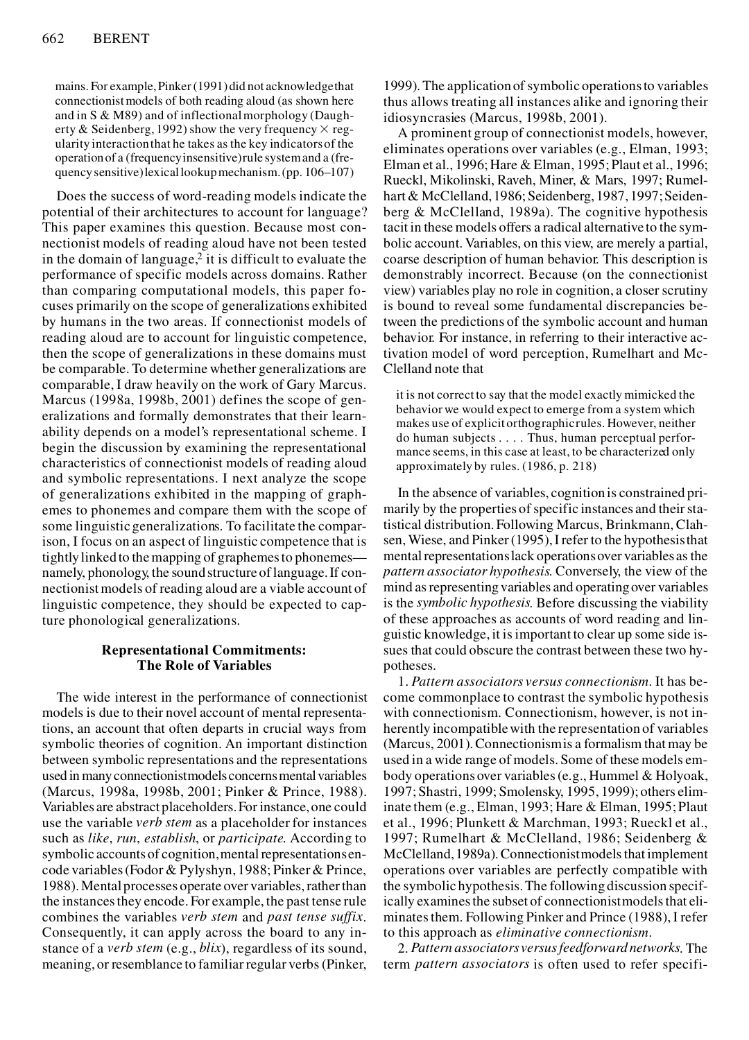mains. For example, Pinker (1991) did not acknowledge that connectionist models of both reading aloud (as shown here and in S & M89) and of inflectional morphology (Daugherty & Seidenberg, 1992) show the very frequency × regularity interaction that he takes as the key indicators of the operation of a (frequency insensitive) rule system and a (frequency sensitive) lexical lookup mechanism. (pp. 106–107)

Does the success of word-reading models indicate the potential of their architectures to account for language? This paper examines this question. Because most connectionist models of reading aloud have not been tested in the domain of language,[2] it is difficult to evaluate the performance of specific models across domains. Rather than comparing computational models, this paper focuses primarily on the scope of generalizations exhibited by humans in the two areas. If connectionist models of reading aloud are to account for linguistic competence, then the scope of generalizations in these domains must be comparable. To determine whether generalizations are comparable, I draw heavily on the work of Gary Marcus. Marcus (1998a, 1998b, 2001) defines the scope of generalizations and formally demonstrates that their learnability depends on a model's representational scheme. I begin the discussion by examining the representational characteristics of connectionist models of reading aloud and symbolic representations. I next analyze the scope of generalizations exhibited in the mapping of graphemes to phonemes and compare them with the scope of some linguistic generalizations. To facilitate the comparison, I focus on an aspect of linguistic competence that is tightly linked to the mapping of graphemes to phonemes—namely, phonology, the sound structure of language. If connectionist models of reading aloud are a viable account of linguistic competence, they should be expected to capture phonological generalizations.

## Representational Commitments: The Role of Variables

The wide interest in the performance of connectionist models is due to their novel account of mental representations, an account that often departs in crucial ways from symbolic theories of cognition. An important distinction between symbolic representations and the representations used in many connectionist models concerns mental variables (Marcus, 1998a, 1998b, 2001; Pinker & Prince, 1988). Variables are abstract placeholders. For instance, one could use the variable *verb stem* as a placeholder for instances such as *like*, *run*, *establish*, or *participate*. According to symbolic accounts of cognition, mental representations encode variables (Fodor & Pylyshyn, 1988; Pinker & Prince, 1988). Mental processes operate over variables, rather than the instances they encode. For example, the past tense rule combines the variables *verb stem* and *past tense suffix*. Consequently, it can apply across the board to any instance of a *verb stem* (e.g., *blix*), regardless of its sound, meaning, or resemblance to familiar regular verbs (Pinker, 1999). The application of symbolic operations to variables thus allows treating all instances alike and ignoring their idiosyncrasies (Marcus, 1998b, 2001).

A prominent group of connectionist models, however, eliminates operations over variables (e.g., Elman, 1993; Elman et al., 1996; Hare & Elman, 1995; Plaut et al., 1996; Rueckl, Mikolinski, Raveh, Miner, & Mars, 1997; Rumelhart & McClelland, 1986; Seidenberg, 1987, 1997; Seidenberg & McClelland, 1989a). The cognitive hypothesis tacit in these models offers a radical alternative to the symbolic account. Variables, on this view, are merely a partial, coarse description of human behavior. This description is demonstrably incorrect. Because (on the connectionist view) variables play no role in cognition, a closer scrutiny is bound to reveal some fundamental discrepancies between the predictions of the symbolic account and human behavior. For instance, in referring to their interactive activation model of word perception, Rumelhart and McClelland note that

> it is not correct to say that the model exactly mimicked the behavior we would expect to emerge from a system which makes use of explicit orthographic rules. However, neither do human subjects . . . . Thus, human perceptual performance seems, in this case at least, to be characterized only approximately by rules. (1986, p. 218)

In the absence of variables, cognition is constrained primarily by the properties of specific instances and their statistical distribution. Following Marcus, Brinkmann, Clahsen, Wiese, and Pinker (1995), I refer to the hypothesis that mental representations lack operations over variables as the *pattern associator hypothesis*. Conversely, the view of the mind as representing variables and operating over variables is the *symbolic hypothesis*. Before discussing the viability of these approaches as accounts of word reading and linguistic knowledge, it is important to clear up some side issues that could obscure the contrast between these two hypotheses.

1. *Pattern associators versus connectionism*. It has become commonplace to contrast the symbolic hypothesis with connectionism. Connectionism, however, is not inherently incompatible with the representation of variables (Marcus, 2001). Connectionism is a formalism that may be used in a wide range of models. Some of these models embody operations over variables (e.g., Hummel & Holyoak, 1997; Shastri, 1999; Smolensky, 1995, 1999); others eliminate them (e.g., Elman, 1993; Hare & Elman, 1995; Plaut et al., 1996; Plunkett & Marchman, 1993; Rueckl et al., 1997; Rumelhart & McClelland, 1986; Seidenberg & McClelland, 1989a). Connectionist models that implement operations over variables are perfectly compatible with the symbolic hypothesis. The following discussion specifically examines the subset of connectionist models that eliminates them. Following Pinker and Prince (1988), I refer to this approach as *eliminative connectionism*.

2. *Pattern associators versus feedforward networks*. The term *pattern associators* is often used to refer specifi-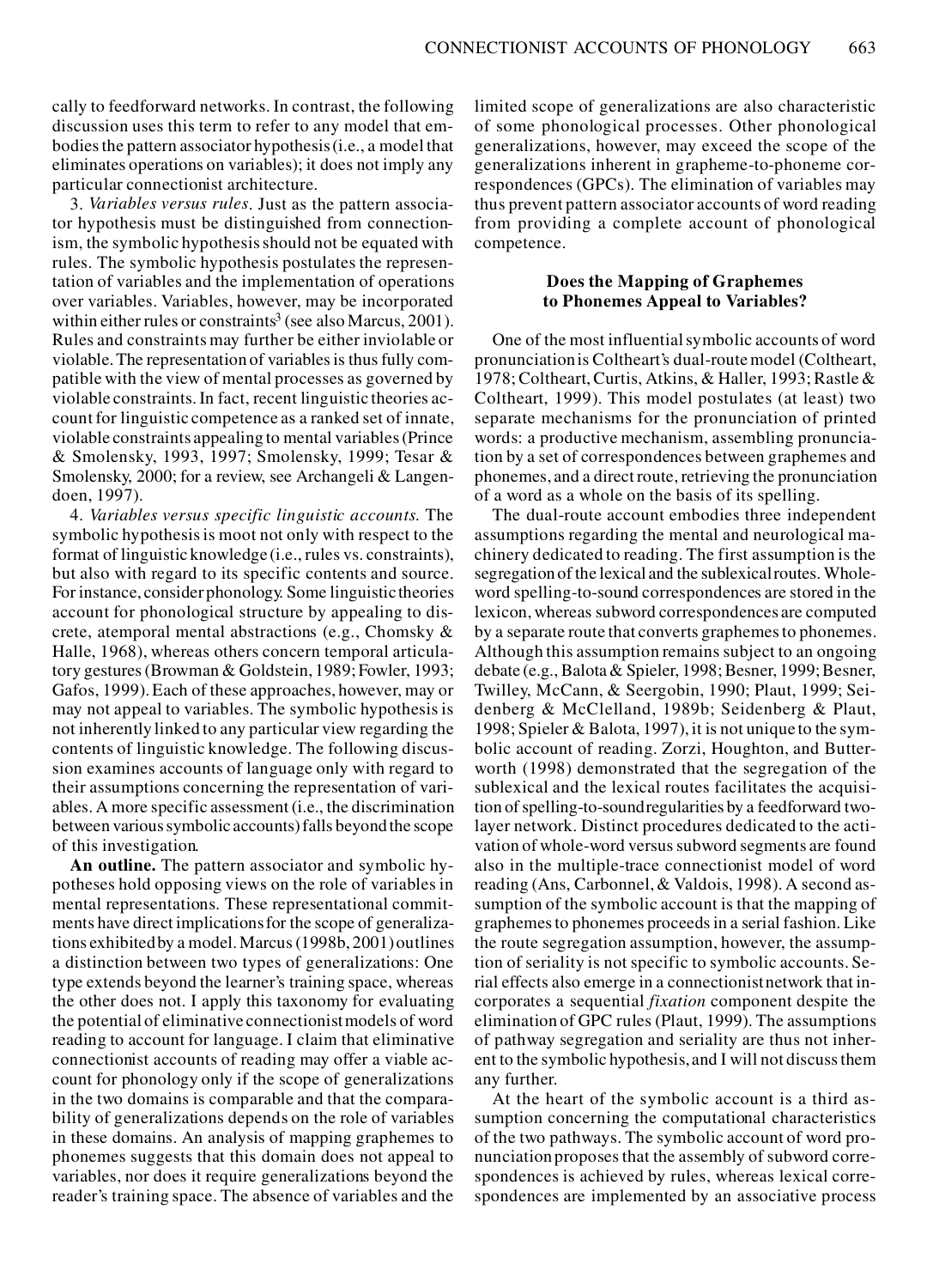cally to feedforward networks. In contrast, the following discussion uses this term to refer to any model that embodies the pattern associator hypothesis (i.e., a model that eliminates operations on variables); it does not imply any particular connectionist architecture.

3. *Variables versus rules*. Just as the pattern associator hypothesis must be distinguished from connectionism, the symbolic hypothesis should not be equated with rules. The symbolic hypothesis postulates the representation of variables and the implementation of operations over variables. Variables, however, may be incorporated within either rules or constraints[3] (see also Marcus, 2001). Rules and constraints may further be either inviolable or violable. The representation of variables is thus fully compatible with the view of mental processes as governed by violable constraints. In fact, recent linguistic theories account for linguistic competence as a ranked set of innate, violable constraints appealing to mental variables (Prince & Smolensky, 1993, 1997; Smolensky, 1999; Tesar & Smolensky, 2000; for a review, see Archangeli & Langendoen, 1997).

4. *Variables versus specific linguistic accounts.* The symbolic hypothesis is moot not only with respect to the format of linguistic knowledge (i.e., rules vs. constraints), but also with regard to its specific contents and source. For instance, consider phonology. Some linguistic theories account for phonological structure by appealing to discrete, atemporal mental abstractions (e.g., Chomsky & Halle, 1968), whereas others concern temporal articulatory gestures (Browman & Goldstein, 1989; Fowler, 1993; Gafos, 1999). Each of these approaches, however, may or may not appeal to variables. The symbolic hypothesis is not inherently linked to any particular view regarding the contents of linguistic knowledge. The following discussion examines accounts of language only with regard to their assumptions concerning the representation of variables. A more specific assessment (i.e., the discrimination between various symbolic accounts) falls beyond the scope of this investigation.

**An outline.** The pattern associator and symbolic hypotheses hold opposing views on the role of variables in mental representations. These representational commitments have direct implications for the scope of generalizations exhibited by a model. Marcus (1998b, 2001) outlines a distinction between two types of generalizations: One type extends beyond the learner's training space, whereas the other does not. I apply this taxonomy for evaluating the potential of eliminative connectionist models of word reading to account for language. I claim that eliminative connectionist accounts of reading may offer a viable account for phonology only if the scope of generalizations in the two domains is comparable and that the comparability of generalizations depends on the role of variables in these domains. An analysis of mapping graphemes to phonemes suggests that this domain does not appeal to variables, nor does it require generalizations beyond the reader's training space. The absence of variables and the limited scope of generalizations are also characteristic of some phonological processes. Other phonological generalizations, however, may exceed the scope of the generalizations inherent in grapheme-to-phoneme correspondences (GPCs). The elimination of variables may thus prevent pattern associator accounts of word reading from providing a complete account of phonological competence.

## Does the Mapping of Graphemes to Phonemes Appeal to Variables?

One of the most influential symbolic accounts of word pronunciation is Coltheart's dual-route model (Coltheart, 1978; Coltheart, Curtis, Atkins, & Haller, 1993; Rastle & Coltheart, 1999). This model postulates (at least) two separate mechanisms for the pronunciation of printed words: a productive mechanism, assembling pronunciation by a set of correspondences between graphemes and phonemes, and a direct route, retrieving the pronunciation of a word as a whole on the basis of its spelling.

The dual-route account embodies three independent assumptions regarding the mental and neurological machinery dedicated to reading. The first assumption is the segregation of the lexical and the sublexical routes. Whole-word spelling-to-sound correspondences are stored in the lexicon, whereas subword correspondences are computed by a separate route that converts graphemes to phonemes. Although this assumption remains subject to an ongoing debate (e.g., Balota & Spieler, 1998; Besner, 1999; Besner, Twilley, McCann, & Seergobin, 1990; Plaut, 1999; Seidenberg & McClelland, 1989b; Seidenberg & Plaut, 1998; Spieler & Balota, 1997), it is not unique to the symbolic account of reading. Zorzi, Houghton, and Butterworth (1998) demonstrated that the segregation of the sublexical and the lexical routes facilitates the acquisition of spelling-to-sound regularities by a feedforward two-layer network. Distinct procedures dedicated to the activation of whole-word versus subword segments are found also in the multiple-trace connectionist model of word reading (Ans, Carbonnel, & Valdois, 1998). A second assumption of the symbolic account is that the mapping of graphemes to phonemes proceeds in a serial fashion. Like the route segregation assumption, however, the assumption of seriality is not specific to symbolic accounts. Serial effects also emerge in a connectionist network that incorporates a sequential *fixation* component despite the elimination of GPC rules (Plaut, 1999). The assumptions of pathway segregation and seriality are thus not inherent to the symbolic hypothesis, and I will not discuss them any further.

At the heart of the symbolic account is a third assumption concerning the computational characteristics of the two pathways. The symbolic account of word pronunciation proposes that the assembly of subword correspondences is achieved by rules, whereas lexical correspondences are implemented by an associative process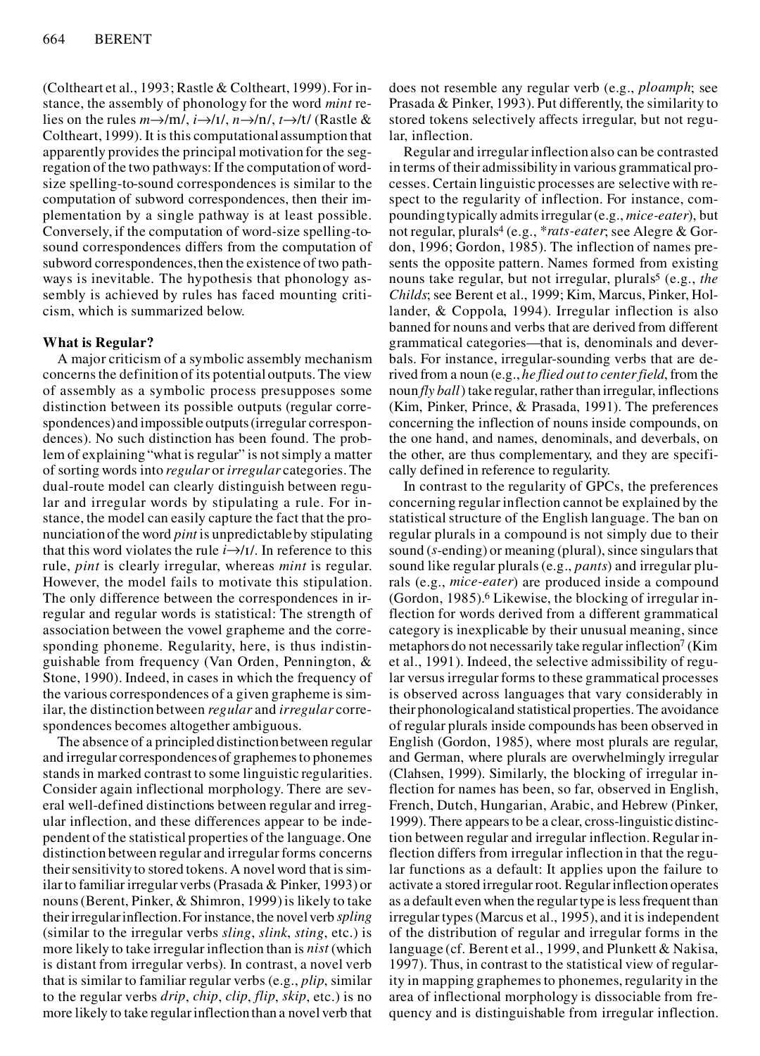(Coltheart et al., 1993; Rastle & Coltheart, 1999). For instance, the assembly of phonology for the word *mint* relies on the rules *m*→/m/, *i*→/ɪ/, *n*→/n/, *t*→/t/ (Rastle & Coltheart, 1999). It is this computational assumption that apparently provides the principal motivation for the segregation of the two pathways: If the computation of word-size spelling-to-sound correspondences is similar to the computation of subword correspondences, then their implementation by a single pathway is at least possible. Conversely, if the computation of word-size spelling-to-sound correspondences differs from the computation of subword correspondences, then the existence of two pathways is inevitable. The hypothesis that phonology assembly is achieved by rules has faced mounting criticism, which is summarized below.

### What is Regular?

A major criticism of a symbolic assembly mechanism concerns the definition of its potential outputs. The view of assembly as a symbolic process presupposes some distinction between its possible outputs (regular correspondences) and impossible outputs (irregular correspondences). No such distinction has been found. The problem of explaining "what is regular" is not simply a matter of sorting words into *regular* or *irregular* categories. The dual-route model can clearly distinguish between regular and irregular words by stipulating a rule. For instance, the model can easily capture the fact that the pronunciation of the word *pint* is unpredictable by stipulating that this word violates the rule *i*→/ɪ/. In reference to this rule, *pint* is clearly irregular, whereas *mint* is regular. However, the model fails to motivate this stipulation. The only difference between the correspondences in irregular and regular words is statistical: The strength of association between the vowel grapheme and the corresponding phoneme. Regularity, here, is thus indistinguishable from frequency (Van Orden, Pennington, & Stone, 1990). Indeed, in cases in which the frequency of the various correspondences of a given grapheme is similar, the distinction between *regular* and *irregular* correspondences becomes altogether ambiguous.

The absence of a principled distinction between regular and irregular correspondences of graphemes to phonemes stands in marked contrast to some linguistic regularities. Consider again inflectional morphology. There are several well-defined distinctions between regular and irregular inflection, and these differences appear to be independent of the statistical properties of the language. One distinction between regular and irregular forms concerns their sensitivity to stored tokens. A novel word that is similar to familiar irregular verbs (Prasada & Pinker, 1993) or nouns (Berent, Pinker, & Shimron, 1999) is likely to take their irregular inflection. For instance, the novel verb *spling* (similar to the irregular verbs *sling*, *slink*, *sting*, etc.) is more likely to take irregular inflection than is *nist* (which is distant from irregular verbs). In contrast, a novel verb that is similar to familiar regular verbs (e.g., *plip*, similar to the regular verbs *drip*, *chip*, *clip*, *flip*, *skip*, etc.) is no more likely to take regular inflection than a novel verb that does not resemble any regular verb (e.g., *ploamph*; see Prasada & Pinker, 1993). Put differently, the similarity to stored tokens selectively affects irregular, but not regular, inflection.

Regular and irregular inflection also can be contrasted in terms of their admissibility in various grammatical processes. Certain linguistic processes are selective with respect to the regularity of inflection. For instance, compounding typically admits irregular (e.g., *mice-eater*), but not regular, plurals[4] (e.g., **rats-eater*; see Alegre & Gordon, 1996; Gordon, 1985). The inflection of names presents the opposite pattern. Names formed from existing nouns take regular, but not irregular, plurals[5] (e.g., *the Childs*; see Berent et al., 1999; Kim, Marcus, Pinker, Hollander, & Coppola, 1994). Irregular inflection is also banned for nouns and verbs that are derived from different grammatical categories—that is, denominals and deverbals. For instance, irregular-sounding verbs that are derived from a noun (e.g., *he flied out to center field*, from the noun *fly ball*) take regular, rather than irregular, inflections (Kim, Pinker, Prince, & Prasada, 1991). The preferences concerning the inflection of nouns inside compounds, on the one hand, and names, denominals, and deverbals, on the other, are thus complementary, and they are specifically defined in reference to regularity.

In contrast to the regularity of GPCs, the preferences concerning regular inflection cannot be explained by the statistical structure of the English language. The ban on regular plurals in a compound is not simply due to their sound (*s*-ending) or meaning (plural), since singulars that sound like regular plurals (e.g., *pants*) and irregular plurals (e.g., *mice-eater*) are produced inside a compound (Gordon, 1985).[6] Likewise, the blocking of irregular inflection for words derived from a different grammatical category is inexplicable by their unusual meaning, since metaphors do not necessarily take regular inflection[7] (Kim et al., 1991). Indeed, the selective admissibility of regular versus irregular forms to these grammatical processes is observed across languages that vary considerably in their phonological and statistical properties. The avoidance of regular plurals inside compounds has been observed in English (Gordon, 1985), where most plurals are regular, and German, where plurals are overwhelmingly irregular (Clahsen, 1999). Similarly, the blocking of irregular inflection for names has been, so far, observed in English, French, Dutch, Hungarian, Arabic, and Hebrew (Pinker, 1999). There appears to be a clear, cross-linguistic distinction between regular and irregular inflection. Regular inflection differs from irregular inflection in that the regular functions as a default: It applies upon the failure to activate a stored irregular root. Regular inflection operates as a default even when the regular type is less frequent than irregular types (Marcus et al., 1995), and it is independent of the distribution of regular and irregular forms in the language (cf. Berent et al., 1999, and Plunkett & Nakisa, 1997). Thus, in contrast to the statistical view of regularity in mapping graphemes to phonemes, regularity in the area of inflectional morphology is dissociable from frequency and is distinguishable from irregular inflection.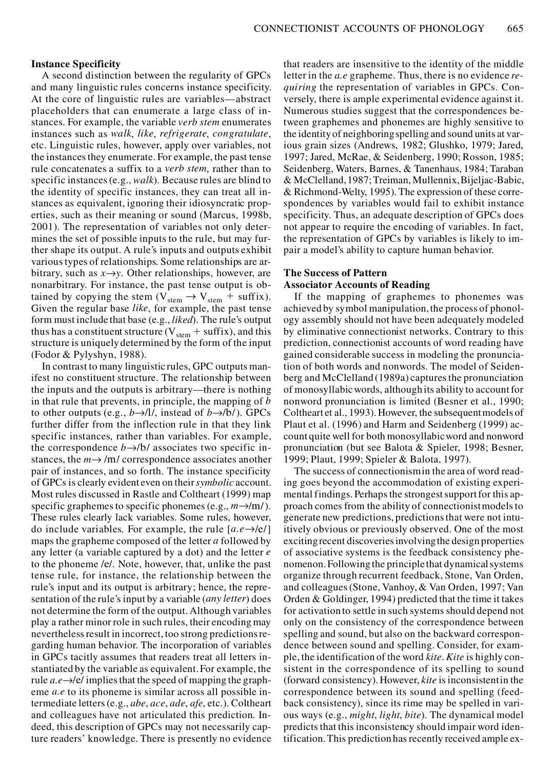### Instance Specificity

A second distinction between the regularity of GPCs and many linguistic rules concerns instance specificity. At the core of linguistic rules are variables—abstract placeholders that can enumerate a large class of instances. For example, the variable *verb stem* enumerates instances such as *walk*, *like*, *refrigerate*, *congratulate*, etc. Linguistic rules, however, apply over variables, not the instances they enumerate. For example, the past tense rule concatenates a suffix to a *verb stem*, rather than to specific instances (e.g., *walk*). Because rules are blind to the identity of specific instances, they can treat all instances as equivalent, ignoring their idiosyncratic properties, such as their meaning or sound (Marcus, 1998b, 2001). The representation of variables not only determines the set of possible inputs to the rule, but may further shape its output. A rule's inputs and outputs exhibit various types of relationships. Some relationships are arbitrary, such as $x \rightarrow y$. Other relationships, however, are nonarbitrary. For instance, the past tense output is obtained by copying the stem ($V_{stem} \rightarrow V_{stem}$ + suffix). Given the regular base *like*, for example, the past tense form must include that base (e.g., *liked*). The rule's output thus has a constituent structure ($V_{stem}$ + suffix), and this structure is uniquely determined by the form of the input (Fodor & Pylyshyn, 1988).

In contrast to many linguistic rules, GPC outputs manifest no constituent structure. The relationship between the inputs and the outputs is arbitrary—there is nothing in that rule that prevents, in principle, the mapping of *b* to other outputs (e.g., *b*→/l/, instead of *b*→/b/). GPCs further differ from the inflection rule in that they link specific instances, rather than variables. For example, the correspondence *b*→/b/ associates two specific instances, the *m*→ /m/ correspondence associates another pair of instances, and so forth. The instance specificity of GPCs is clearly evident even on their *symbolic* account. Most rules discussed in Rastle and Coltheart (1999) map specific graphemes to specific phonemes (e.g., *m*→/m/). These rules clearly lack variables. Some rules, however, do include variables. For example, the rule [*a.e*→/e/] maps the grapheme composed of the letter *a* followed by any letter (a variable captured by a dot) and the letter *e* to the phoneme /e/. Note, however, that, unlike the past tense rule, for instance, the relationship between the rule's input and its output is arbitrary; hence, the representation of the rule's input by a variable (*any letter*) does not determine the form of the output. Although variables play a rather minor role in such rules, their encoding may nevertheless result in incorrect, too strong predictions regarding human behavior. The incorporation of variables in GPCs tacitly assumes that readers treat all letters instantiated by the variable as equivalent. For example, the rule *a.e*→/e/ implies that the speed of mapping the grapheme *a.e* to its phoneme is similar across all possible intermediate letters (e.g., *abe*, *ace*, *ade*, *afe*, etc.). Coltheart and colleagues have not articulated this prediction. Indeed, this description of GPCs may not necessarily capture readers' knowledge. There is presently no evidence that readers are insensitive to the identity of the middle letter in the *a.e* grapheme. Thus, there is no evidence *requiring* the representation of variables in GPCs. Conversely, there is ample experimental evidence against it. Numerous studies suggest that the correspondences between graphemes and phonemes are highly sensitive to the identity of neighboring spelling and sound units at various grain sizes (Andrews, 1982; Glushko, 1979; Jared, 1997; Jared, McRae, & Seidenberg, 1990; Rosson, 1985; Seidenberg, Waters, Barnes, & Tanenhaus, 1984; Taraban & McClelland, 1987; Treiman, Mullennix, Bijeljac-Babic, & Richmond-Welty, 1995). The expression of these correspondences by variables would fail to exhibit instance specificity. Thus, an adequate description of GPCs does not appear to require the encoding of variables. In fact, the representation of GPCs by variables is likely to impair a model's ability to capture human behavior.

### The Success of Pattern Associator Accounts of Reading

If the mapping of graphemes to phonemes was achieved by symbol manipulation, the process of phonology assembly should not have been adequately modeled by eliminative connectionist networks. Contrary to this prediction, connectionist accounts of word reading have gained considerable success in modeling the pronunciation of both words and nonwords. The model of Seidenberg and McClelland (1989a) captures the pronunciation of monosyllabic words, although its ability to account for nonword pronunciation is limited (Besner et al., 1990; Coltheart et al., 1993). However, the subsequent models of Plaut et al. (1996) and Harm and Seidenberg (1999) account quite well for both monosyllabic word and nonword pronunciation (but see Balota & Spieler, 1998; Besner, 1999; Plaut, 1999; Spieler & Balota, 1997).

The success of connectionism in the area of word reading goes beyond the accommodation of existing experimental findings. Perhaps the strongest support for this approach comes from the ability of connectionist models to generate new predictions, predictions that were not intuitively obvious or previously observed. One of the most exciting recent discoveries involving the design properties of associative systems is the feedback consistency phenomenon. Following the principle that dynamical systems organize through recurrent feedback, Stone, Van Orden, and colleagues (Stone, Vanhoy, & Van Orden, 1997; Van Orden & Goldinger, 1994) predicted that the time it takes for activation to settle in such systems should depend not only on the consistency of the correspondence between spelling and sound, but also on the backward correspondence between sound and spelling. Consider, for example, the identification of the word *kite*. *Kite* is highly consistent in the correspondence of its spelling to sound (forward consistency). However, *kite* is inconsistent in the correspondence between its sound and spelling (feedback consistency), since its rime may be spelled in various ways (e.g., *might*, *light*, *bite*). The dynamical model predicts that this inconsistency should impair word identification. This prediction has recently received ample ex-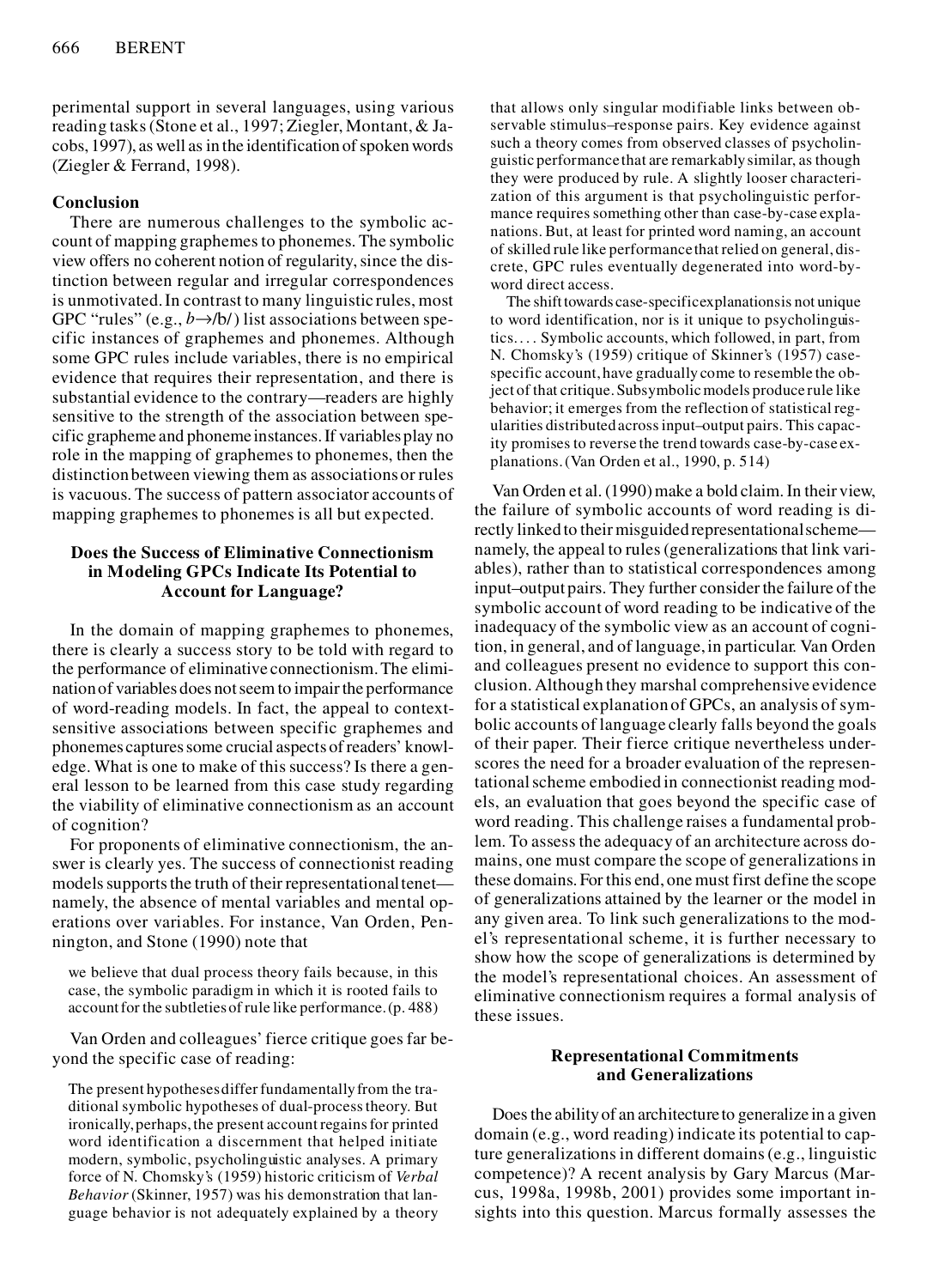perimental support in several languages, using various reading tasks (Stone et al., 1997; Ziegler, Montant, & Jacobs, 1997), as well as in the identification of spoken words (Ziegler & Ferrand, 1998).

### Conclusion

There are numerous challenges to the symbolic account of mapping graphemes to phonemes. The symbolic view offers no coherent notion of regularity, since the distinction between regular and irregular correspondences is unmotivated. In contrast to many linguistic rules, most GPC "rules" (e.g., *b*→/b/) list associations between specific instances of graphemes and phonemes. Although some GPC rules include variables, there is no empirical evidence that requires their representation, and there is substantial evidence to the contrary—readers are highly sensitive to the strength of the association between specific grapheme and phoneme instances. If variables play no role in the mapping of graphemes to phonemes, then the distinction between viewing them as associations or rules is vacuous. The success of pattern associator accounts of mapping graphemes to phonemes is all but expected.

## Does the Success of Eliminative Connectionism in Modeling GPCs Indicate Its Potential to Account for Language?

In the domain of mapping graphemes to phonemes, there is clearly a success story to be told with regard to the performance of eliminative connectionism. The elimination of variables does not seem to impair the performance of word-reading models. In fact, the appeal to context-sensitive associations between specific graphemes and phonemes captures some crucial aspects of readers' knowledge. What is one to make of this success? Is there a general lesson to be learned from this case study regarding the viability of eliminative connectionism as an account of cognition?

For proponents of eliminative connectionism, the answer is clearly yes. The success of connectionist reading models supports the truth of their representational tenet—namely, the absence of mental variables and mental operations over variables. For instance, Van Orden, Pennington, and Stone (1990) note that

> we believe that dual process theory fails because, in this case, the symbolic paradigm in which it is rooted fails to account for the subtleties of rule like performance. (p. 488)

Van Orden and colleagues' fierce critique goes far beyond the specific case of reading:

> The present hypotheses differ fundamentally from the traditional symbolic hypotheses of dual-process theory. But ironically, perhaps, the present account regains for printed word identification a discernment that helped initiate modern, symbolic, psycholinguistic analyses. A primary force of N. Chomsky's (1959) historic criticism of *Verbal Behavior* (Skinner, 1957) was his demonstration that language behavior is not adequately explained by a theory that allows only singular modifiable links between observable stimulus–response pairs. Key evidence against such a theory comes from observed classes of psycholinguistic performance that are remarkably similar, as though they were produced by rule. A slightly looser characterization of this argument is that psycholinguistic performance requires something other than case-by-case explanations. But, at least for printed word naming, an account of skilled rule like performance that relied on general, discrete, GPC rules eventually degenerated into word-by-word direct access.
>
> The shift towards case-specific explanations is not unique to word identification, nor is it unique to psycholinguistics. . . . Symbolic accounts, which followed, in part, from N. Chomsky's (1959) critique of Skinner's (1957) case-specific account, have gradually come to resemble the object of that critique. Subsymbolic models produce rule like behavior; it emerges from the reflection of statistical regularities distributed across input–output pairs. This capacity promises to reverse the trend towards case-by-case explanations. (Van Orden et al., 1990, p. 514)

Van Orden et al. (1990) make a bold claim. In their view, the failure of symbolic accounts of word reading is directly linked to their misguided representational scheme—namely, the appeal to rules (generalizations that link variables), rather than to statistical correspondences among input–output pairs. They further consider the failure of the symbolic account of word reading to be indicative of the inadequacy of the symbolic view as an account of cognition, in general, and of language, in particular. Van Orden and colleagues present no evidence to support this conclusion. Although they marshal comprehensive evidence for a statistical explanation of GPCs, an analysis of symbolic accounts of language clearly falls beyond the goals of their paper. Their fierce critique nevertheless underscores the need for a broader evaluation of the representational scheme embodied in connectionist reading models, an evaluation that goes beyond the specific case of word reading. This challenge raises a fundamental problem. To assess the adequacy of an architecture across domains, one must compare the scope of generalizations in these domains. For this end, one must first define the scope of generalizations attained by the learner or the model in any given area. To link such generalizations to the model's representational scheme, it is further necessary to show how the scope of generalizations is determined by the model's representational choices. An assessment of eliminative connectionism requires a formal analysis of these issues.

## Representational Commitments and Generalizations

Does the ability of an architecture to generalize in a given domain (e.g., word reading) indicate its potential to capture generalizations in different domains (e.g., linguistic competence)? A recent analysis by Gary Marcus (Marcus, 1998a, 1998b, 2001) provides some important insights into this question. Marcus formally assesses the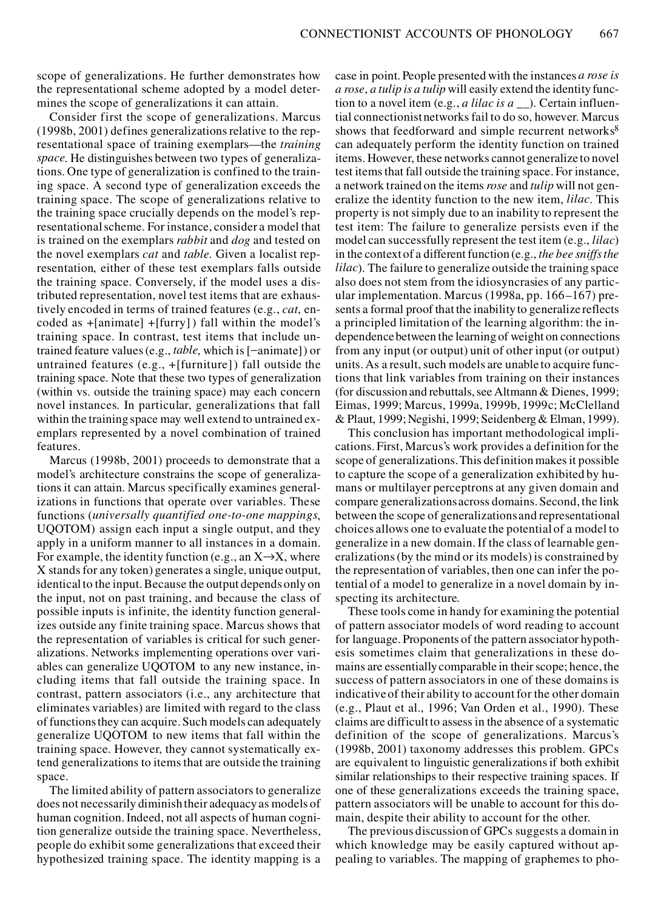scope of generalizations. He further demonstrates how the representational scheme adopted by a model determines the scope of generalizations it can attain.

Consider first the scope of generalizations. Marcus (1998b, 2001) defines generalizations relative to the representational space of training exemplars—the *training space*. He distinguishes between two types of generalizations. One type of generalization is confined to the training space. A second type of generalization exceeds the training space. The scope of generalizations relative to the training space crucially depends on the model's representational scheme. For instance, consider a model that is trained on the exemplars *rabbit* and *dog* and tested on the novel exemplars *cat* and *table*. Given a localist representation, either of these test exemplars falls outside the training space. Conversely, if the model uses a distributed representation, novel test items that are exhaustively encoded in terms of trained features (e.g., *cat*, encoded as +[animate] +[furry]) fall within the model's training space. In contrast, test items that include untrained feature values (e.g., *table*, which is [−animate]) or untrained features (e.g., +[furniture]) fall outside the training space. Note that these two types of generalization (within vs. outside the training space) may each concern novel instances. In particular, generalizations that fall within the training space may well extend to untrained exemplars represented by a novel combination of trained features.

Marcus (1998b, 2001) proceeds to demonstrate that a model's architecture constrains the scope of generalizations it can attain. Marcus specifically examines generalizations in functions that operate over variables. These functions (*universally quantified one-to-one mappings*, UQOTOM) assign each input a single output, and they apply in a uniform manner to all instances in a domain. For example, the identity function (e.g., an X→X, where X stands for any token) generates a single, unique output, identical to the input. Because the output depends only on the input, not on past training, and because the class of possible inputs is infinite, the identity function generalizes outside any finite training space. Marcus shows that the representation of variables is critical for such generalizations. Networks implementing operations over variables can generalize UQOTOM to any new instance, including items that fall outside the training space. In contrast, pattern associators (i.e., any architecture that eliminates variables) are limited with regard to the class of functions they can acquire. Such models can adequately generalize UQOTOM to new items that fall within the training space. However, they cannot systematically extend generalizations to items that are outside the training space.

The limited ability of pattern associators to generalize does not necessarily diminish their adequacy as models of human cognition. Indeed, not all aspects of human cognition generalize outside the training space. Nevertheless, people do exhibit some generalizations that exceed their hypothesized training space. The identity mapping is a case in point. People presented with the instances *a rose is a rose*, *a tulip is a tulip* will easily extend the identity function to a novel item (e.g., *a lilac is a* __). Certain influential connectionist networks fail to do so, however. Marcus shows that feedforward and simple recurrent networks[8] can adequately perform the identity function on trained items. However, these networks cannot generalize to novel test items that fall outside the training space. For instance, a network trained on the items *rose* and *tulip* will not generalize the identity function to the new item, *lilac*. This property is not simply due to an inability to represent the test item: The failure to generalize persists even if the model can successfully represent the test item (e.g., *lilac*) in the context of a different function (e.g., *the bee sniffs the lilac*). The failure to generalize outside the training space also does not stem from the idiosyncrasies of any particular implementation. Marcus (1998a, pp. 166–167) presents a formal proof that the inability to generalize reflects a principled limitation of the learning algorithm: the independence between the learning of weight on connections from any input (or output) unit of other input (or output) units. As a result, such models are unable to acquire functions that link variables from training on their instances (for discussion and rebuttals, see Altmann & Dienes, 1999; Eimas, 1999; Marcus, 1999a, 1999b, 1999c; McClelland & Plaut, 1999; Negishi, 1999; Seidenberg & Elman, 1999).

This conclusion has important methodological implications. First, Marcus's work provides a definition for the scope of generalizations. This definition makes it possible to capture the scope of a generalization exhibited by humans or multilayer perceptrons at any given domain and compare generalizations across domains. Second, the link between the scope of generalizations and representational choices allows one to evaluate the potential of a model to generalize in a new domain. If the class of learnable generalizations (by the mind or its models) is constrained by the representation of variables, then one can infer the potential of a model to generalize in a novel domain by inspecting its architecture.

These tools come in handy for examining the potential of pattern associator models of word reading to account for language. Proponents of the pattern associator hypothesis sometimes claim that generalizations in these domains are essentially comparable in their scope; hence, the success of pattern associators in one of these domains is indicative of their ability to account for the other domain (e.g., Plaut et al., 1996; Van Orden et al., 1990). These claims are difficult to assess in the absence of a systematic definition of the scope of generalizations. Marcus's (1998b, 2001) taxonomy addresses this problem. GPCs are equivalent to linguistic generalizations if both exhibit similar relationships to their respective training spaces. If one of these generalizations exceeds the training space, pattern associators will be unable to account for this domain, despite their ability to account for the other.

The previous discussion of GPCs suggests a domain in which knowledge may be easily captured without appealing to variables. The mapping of graphemes to pho-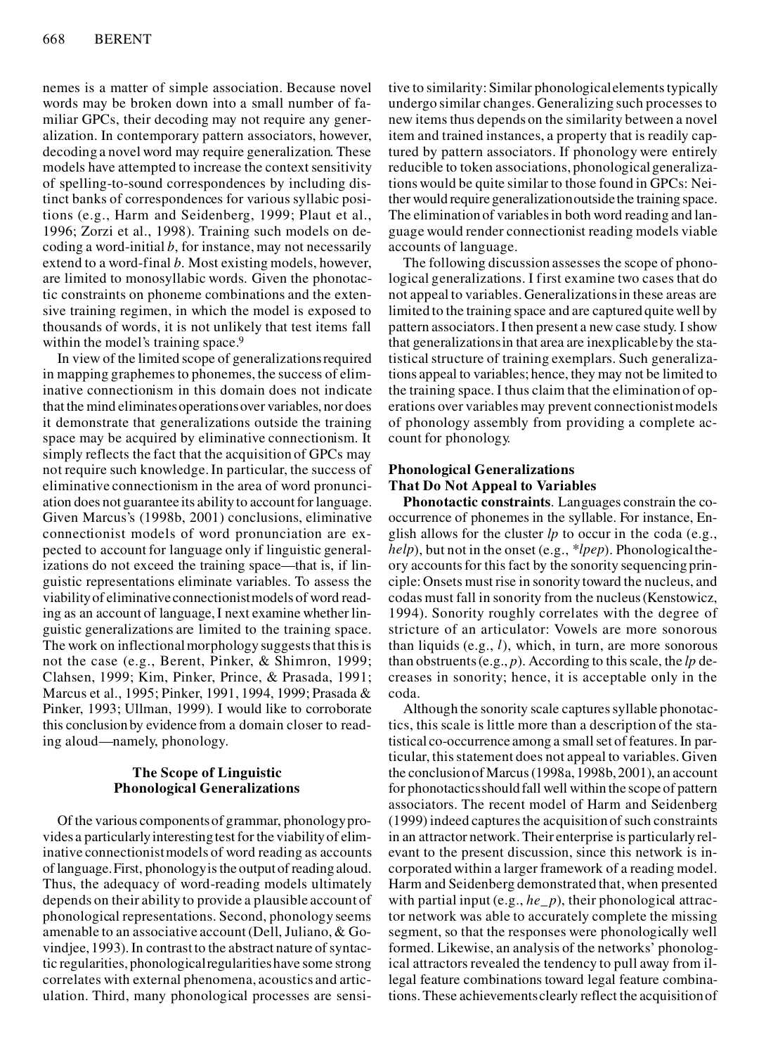nemes is a matter of simple association. Because novel words may be broken down into a small number of familiar GPCs, their decoding may not require any generalization. In contemporary pattern associators, however, decoding a novel word may require generalization. These models have attempted to increase the context sensitivity of spelling-to-sound correspondences by including distinct banks of correspondences for various syllabic positions (e.g., Harm and Seidenberg, 1999; Plaut et al., 1996; Zorzi et al., 1998). Training such models on decoding a word-initial *b*, for instance, may not necessarily extend to a word-final *b*. Most existing models, however, are limited to monosyllabic words. Given the phonotactic constraints on phoneme combinations and the extensive training regimen, in which the model is exposed to thousands of words, it is not unlikely that test items fall within the model's training space.[9]

In view of the limited scope of generalizations required in mapping graphemes to phonemes, the success of eliminative connectionism in this domain does not indicate that the mind eliminates operations over variables, nor does it demonstrate that generalizations outside the training space may be acquired by eliminative connectionism. It simply reflects the fact that the acquisition of GPCs may not require such knowledge. In particular, the success of eliminative connectionism in the area of word pronunciation does not guarantee its ability to account for language. Given Marcus's (1998b, 2001) conclusions, eliminative connectionist models of word pronunciation are expected to account for language only if linguistic generalizations do not exceed the training space—that is, if linguistic representations eliminate variables. To assess the viability of eliminative connectionist models of word reading as an account of language, I next examine whether linguistic generalizations are limited to the training space. The work on inflectional morphology suggests that this is not the case (e.g., Berent, Pinker, & Shimron, 1999; Clahsen, 1999; Kim, Pinker, Prince, & Prasada, 1991; Marcus et al., 1995; Pinker, 1991, 1994, 1999; Prasada & Pinker, 1993; Ullman, 1999). I would like to corroborate this conclusion by evidence from a domain closer to reading aloud—namely, phonology.

## The Scope of Linguistic Phonological Generalizations

Of the various components of grammar, phonology provides a particularly interesting test for the viability of eliminative connectionist models of word reading as accounts of language. First, phonology is the output of reading aloud. Thus, the adequacy of word-reading models ultimately depends on their ability to provide a plausible account of phonological representations. Second, phonology seems amenable to an associative account (Dell, Juliano, & Govindjee, 1993). In contrast to the abstract nature of syntactic regularities, phonological regularities have some strong correlates with external phenomena, acoustics and articulation. Third, many phonological processes are sensitive to similarity: Similar phonological elements typically undergo similar changes. Generalizing such processes to new items thus depends on the similarity between a novel item and trained instances, a property that is readily captured by pattern associators. If phonology were entirely reducible to token associations, phonological generalizations would be quite similar to those found in GPCs: Neither would require generalization outside the training space. The elimination of variables in both word reading and language would render connectionist reading models viable accounts of language.

The following discussion assesses the scope of phonological generalizations. I first examine two cases that do not appeal to variables. Generalizations in these areas are limited to the training space and are captured quite well by pattern associators. I then present a new case study. I show that generalizations in that area are inexplicable by the statistical structure of training exemplars. Such generalizations appeal to variables; hence, they may not be limited to the training space. I thus claim that the elimination of operations over variables may prevent connectionist models of phonology assembly from providing a complete account for phonology.

### Phonological Generalizations That Do Not Appeal to Variables

**Phonotactic constraints**. Languages constrain the co-occurrence of phonemes in the syllable. For instance, English allows for the cluster *lp* to occur in the coda (e.g., *help*), but not in the onset (e.g., \**lpep*). Phonological theory accounts for this fact by the sonority sequencing principle: Onsets must rise in sonority toward the nucleus, and codas must fall in sonority from the nucleus (Kenstowicz, 1994). Sonority roughly correlates with the degree of stricture of an articulator: Vowels are more sonorous than liquids (e.g., *l*), which, in turn, are more sonorous than obstruents (e.g., *p*). According to this scale, the *lp* decreases in sonority; hence, it is acceptable only in the coda.

Although the sonority scale captures syllable phonotactics, this scale is little more than a description of the statistical co-occurrence among a small set of features. In particular, this statement does not appeal to variables. Given the conclusion of Marcus (1998a, 1998b, 2001), an account for phonotactics should fall well within the scope of pattern associators. The recent model of Harm and Seidenberg (1999) indeed captures the acquisition of such constraints in an attractor network. Their enterprise is particularly relevant to the present discussion, since this network is incorporated within a larger framework of a reading model. Harm and Seidenberg demonstrated that, when presented with partial input (e.g., *he_p*), their phonological attractor network was able to accurately complete the missing segment, so that the responses were phonologically well formed. Likewise, an analysis of the networks' phonological attractors revealed the tendency to pull away from illegal feature combinations toward legal feature combinations. These achievements clearly reflect the acquisition of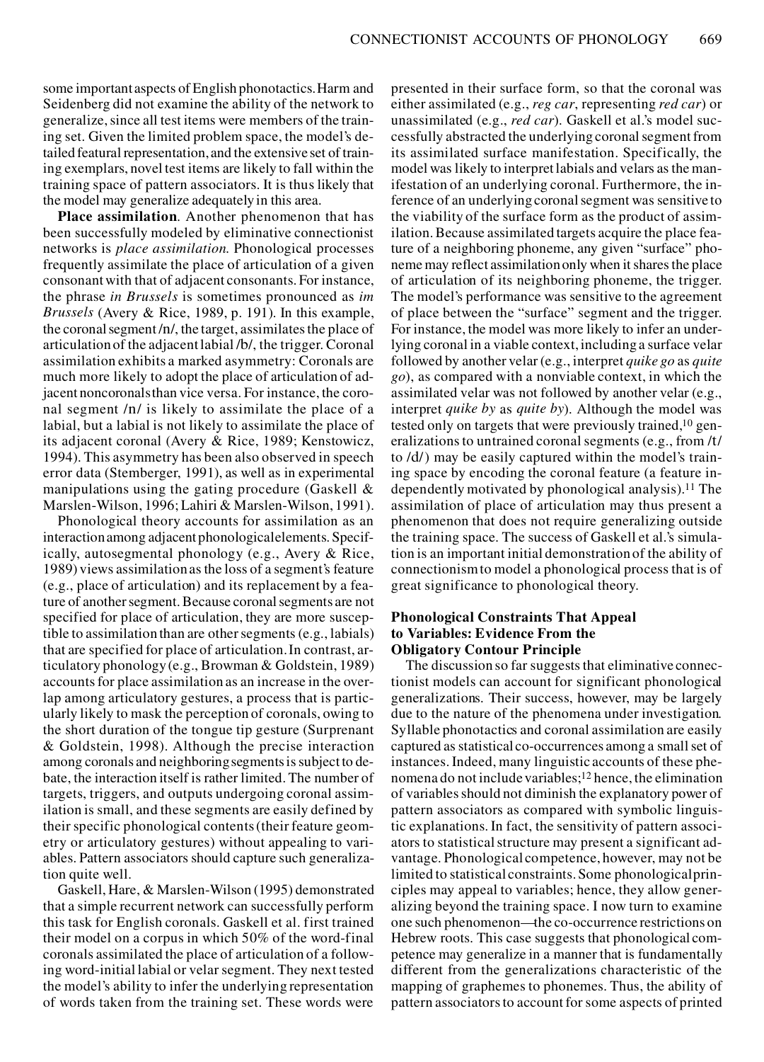some important aspects of English phonotactics. Harm and Seidenberg did not examine the ability of the network to generalize, since all test items were members of the training set. Given the limited problem space, the model's detailed featural representation, and the extensive set of training exemplars, novel test items are likely to fall within the training space of pattern associators. It is thus likely that the model may generalize adequately in this area.

**Place assimilation**. Another phenomenon that has been successfully modeled by eliminative connectionist networks is *place assimilation.* Phonological processes frequently assimilate the place of articulation of a given consonant with that of adjacent consonants. For instance, the phrase *in Brussels* is sometimes pronounced as *im Brussels* (Avery & Rice, 1989, p. 191). In this example, the coronal segment /n/, the target, assimilates the place of articulation of the adjacent labial /b/, the trigger. Coronal assimilation exhibits a marked asymmetry: Coronals are much more likely to adopt the place of articulation of adjacent noncoronals than vice versa. For instance, the coronal segment /n/ is likely to assimilate the place of a labial, but a labial is not likely to assimilate the place of its adjacent coronal (Avery & Rice, 1989; Kenstowicz, 1994). This asymmetry has been also observed in speech error data (Stemberger, 1991), as well as in experimental manipulations using the gating procedure (Gaskell & Marslen-Wilson, 1996; Lahiri & Marslen-Wilson, 1991).

Phonological theory accounts for assimilation as an interaction among adjacent phonological elements. Specifically, autosegmental phonology (e.g., Avery & Rice, 1989) views assimilation as the loss of a segment's feature (e.g., place of articulation) and its replacement by a feature of another segment. Because coronal segments are not specified for place of articulation, they are more susceptible to assimilation than are other segments (e.g., labials) that are specified for place of articulation. In contrast, articulatory phonology (e.g., Browman & Goldstein, 1989) accounts for place assimilation as an increase in the overlap among articulatory gestures, a process that is particularly likely to mask the perception of coronals, owing to the short duration of the tongue tip gesture (Surprenant & Goldstein, 1998). Although the precise interaction among coronals and neighboring segments is subject to debate, the interaction itself is rather limited. The number of targets, triggers, and outputs undergoing coronal assimilation is small, and these segments are easily defined by their specific phonological contents (their feature geometry or articulatory gestures) without appealing to variables. Pattern associators should capture such generalization quite well.

Gaskell, Hare, & Marslen-Wilson (1995) demonstrated that a simple recurrent network can successfully perform this task for English coronals. Gaskell et al. first trained their model on a corpus in which 50% of the word-final coronals assimilated the place of articulation of a following word-initial labial or velar segment. They next tested the model's ability to infer the underlying representation of words taken from the training set. These words were presented in their surface form, so that the coronal was either assimilated (e.g., *reg car*, representing *red car*) or unassimilated (e.g., *red car*). Gaskell et al.'s model successfully abstracted the underlying coronal segment from its assimilated surface manifestation. Specifically, the model was likely to interpret labials and velars as the manifestation of an underlying coronal. Furthermore, the inference of an underlying coronal segment was sensitive to the viability of the surface form as the product of assimilation. Because assimilated targets acquire the place feature of a neighboring phoneme, any given "surface" phoneme may reflect assimilation only when it shares the place of articulation of its neighboring phoneme, the trigger. The model's performance was sensitive to the agreement of place between the "surface" segment and the trigger. For instance, the model was more likely to infer an underlying coronal in a viable context, including a surface velar followed by another velar (e.g., interpret *quike go* as *quite go*), as compared with a nonviable context, in which the assimilated velar was not followed by another velar (e.g., interpret *quike by* as *quite by*). Although the model was tested only on targets that were previously trained,[10] generalizations to untrained coronal segments (e.g., from /t/ to /d/) may be easily captured within the model's training space by encoding the coronal feature (a feature independently motivated by phonological analysis).[11] The assimilation of place of articulation may thus present a phenomenon that does not require generalizing outside the training space. The success of Gaskell et al.'s simulation is an important initial demonstration of the ability of connectionism to model a phonological process that is of great significance to phonological theory.

### Phonological Constraints That Appeal to Variables: Evidence From the Obligatory Contour Principle

The discussion so far suggests that eliminative connectionist models can account for significant phonological generalizations. Their success, however, may be largely due to the nature of the phenomena under investigation. Syllable phonotactics and coronal assimilation are easily captured as statistical co-occurrences among a small set of instances. Indeed, many linguistic accounts of these phenomena do not include variables;[12] hence, the elimination of variables should not diminish the explanatory power of pattern associators as compared with symbolic linguistic explanations. In fact, the sensitivity of pattern associators to statistical structure may present a significant advantage. Phonological competence, however, may not be limited to statistical constraints. Some phonological principles may appeal to variables; hence, they allow generalizing beyond the training space. I now turn to examine one such phenomenon—the co-occurrence restrictions on Hebrew roots. This case suggests that phonological competence may generalize in a manner that is fundamentally different from the generalizations characteristic of the mapping of graphemes to phonemes. Thus, the ability of pattern associators to account for some aspects of printed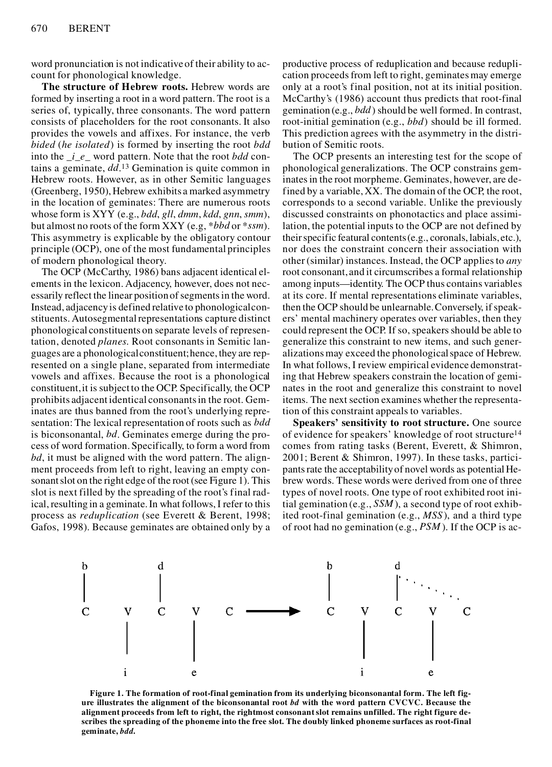word pronunciation is not indicative of their ability to account for phonological knowledge.

**The structure of Hebrew roots.** Hebrew words are formed by inserting a root in a word pattern. The root is a series of, typically, three consonants. The word pattern consists of placeholders for the root consonants. It also provides the vowels and affixes. For instance, the verb *bided* (*he isolated*) is formed by inserting the root *bdd* into the *_i_e_* word pattern. Note that the root *bdd* contains a geminate, *dd*.[13] Gemination is quite common in Hebrew roots. However, as in other Semitic languages (Greenberg, 1950), Hebrew exhibits a marked asymmetry in the location of geminates: There are numerous roots whose form is XYY (e.g., *bdd*, *gll*, *dmm*, *kdd*, *gnn*, *smm*), but almost no roots of the form XXY (e.g, *\*bbd* or *\*ssm*). This asymmetry is explicable by the obligatory contour principle (OCP), one of the most fundamental principles of modern phonological theory.

The OCP (McCarthy, 1986) bans adjacent identical elements in the lexicon. Adjacency, however, does not necessarily reflect the linear position of segments in the word. Instead, adjacency is defined relative to phonological constituents. Autosegmental representations capture distinct phonological constituents on separate levels of representation, denoted *planes*. Root consonants in Semitic languages are a phonological constituent; hence, they are represented on a single plane, separated from intermediate vowels and affixes. Because the root is a phonological constituent, it is subject to the OCP. Specifically, the OCP prohibits adjacent identical consonants in the root. Geminates are thus banned from the root's underlying representation: The lexical representation of roots such as *bdd* is biconsonantal, *bd*. Geminates emerge during the process of word formation. Specifically, to form a word from *bd*, it must be aligned with the word pattern. The alignment proceeds from left to right, leaving an empty consonant slot on the right edge of the root (see Figure 1). This slot is next filled by the spreading of the root's final radical, resulting in a geminate. In what follows, I refer to this process as *reduplication* (see Everett & Berent, 1998; Gafos, 1998). Because geminates are obtained only by a productive process of reduplication and because reduplication proceeds from left to right, geminates may emerge only at a root's final position, not at its initial position. McCarthy's (1986) account thus predicts that root-final gemination (e.g., *bdd*) should be well formed. In contrast, root-initial gemination (e.g., *bbd*) should be ill formed. This prediction agrees with the asymmetry in the distribution of Semitic roots.

The OCP presents an interesting test for the scope of phonological generalizations. The OCP constrains geminates in the root morpheme. Geminates, however, are defined by a variable, XX. The domain of the OCP, the root, corresponds to a second variable. Unlike the previously discussed constraints on phonotactics and place assimilation, the potential inputs to the OCP are not defined by their specific featural contents (e.g., coronals, labials, etc.), nor does the constraint concern their association with other (similar) instances. Instead, the OCP applies to *any* root consonant, and it circumscribes a formal relationship among inputs—identity. The OCP thus contains variables at its core. If mental representations eliminate variables, then the OCP should be unlearnable. Conversely, if speakers' mental machinery operates over variables, then they could represent the OCP. If so, speakers should be able to generalize this constraint to new items, and such generalizations may exceed the phonological space of Hebrew. In what follows, I review empirical evidence demonstrating that Hebrew speakers constrain the location of geminates in the root and generalize this constraint to novel items. The next section examines whether the representation of this constraint appeals to variables.

**Speakers' sensitivity to root structure.** One source of evidence for speakers' knowledge of root structure[14] comes from rating tasks (Berent, Everett, & Shimron, 2001; Berent & Shimron, 1997). In these tasks, participants rate the acceptability of novel words as potential Hebrew words. These words were derived from one of three types of novel roots. One type of root exhibited root initial gemination (e.g., *SSM*), a second type of root exhibited root-final gemination (e.g., *MSS*), and a third type of root had no gemination (e.g., *PSM*). If the OCP is ac-

b d

C V C V C → C V C V C

i e

b d

i e

**Figure 1. The formation of root-final gemination from its underlying biconsonantal form. The left figure illustrates the alignment of the biconsonantal root *bd* with the word pattern CVCVC. Because the alignment proceeds from left to right, the rightmost consonant slot remains unfilled. The right figure describes the spreading of the phoneme into the free slot. The doubly linked phoneme surfaces as root-final geminate, *bdd*.**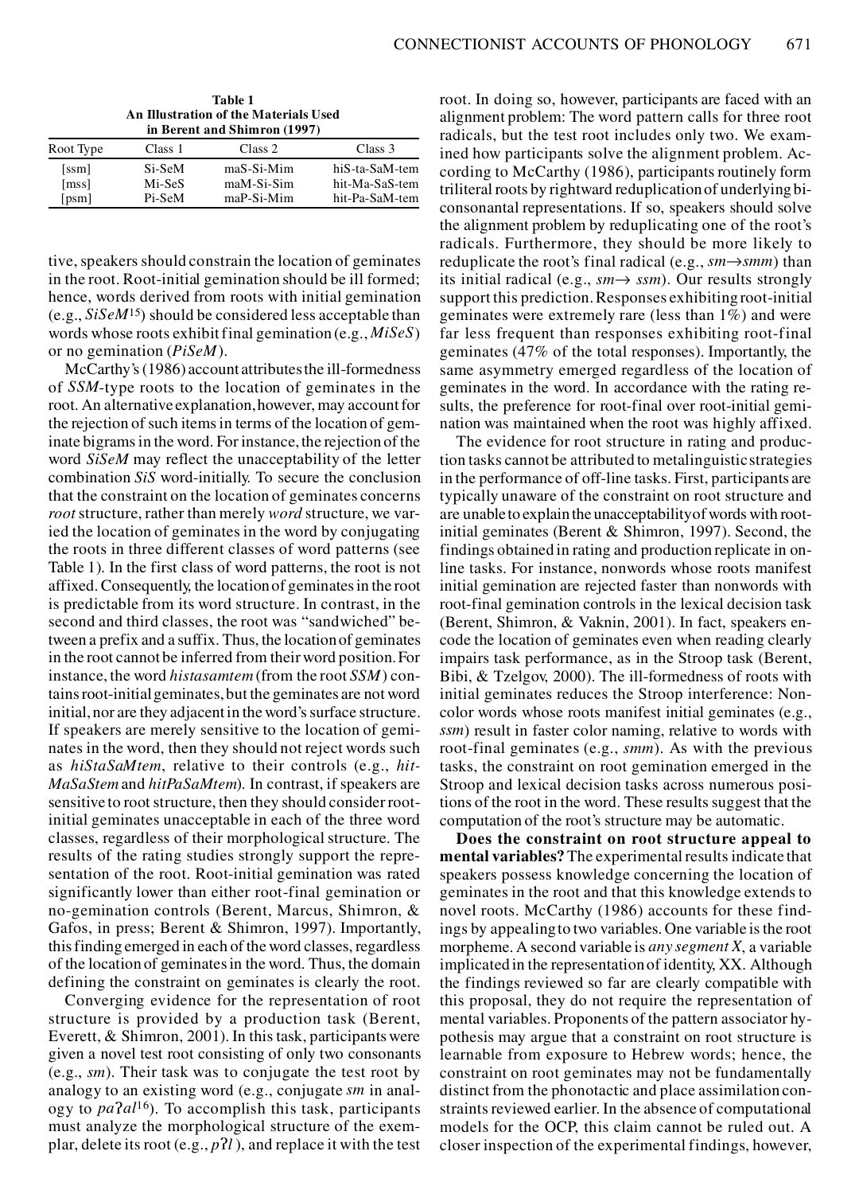**Table 1**
**An Illustration of the Materials Used in Berent and Shimron (1997)**

| Root Type | Class 1 | Class 2 | Class 3 |
|---|---|---|---|
| [ssm] | Si-SeM | maS-Si-Mim | hiS-ta-SaM-tem |
| [mss] | Mi-SeS | maM-Si-Sim | hit-Ma-SaS-tem |
| [psm] | Pi-SeM | maP-Si-Mim | hit-Pa-SaM-tem |

tive, speakers should constrain the location of geminates in the root. Root-initial gemination should be ill formed; hence, words derived from roots with initial gemination (e.g., *SiSeM*[15]) should be considered less acceptable than words whose roots exhibit final gemination (e.g., *MiSeS*) or no gemination (*PiSeM*).

McCarthy's (1986) account attributes the ill-formedness of *SSM*-type roots to the location of geminates in the root. An alternative explanation, however, may account for the rejection of such items in terms of the location of geminate bigrams in the word. For instance, the rejection of the word *SiSeM* may reflect the unacceptability of the letter combination *SiS* word-initially. To secure the conclusion that the constraint on the location of geminates concerns *root* structure, rather than merely *word* structure, we varied the location of geminates in the word by conjugating the roots in three different classes of word patterns (see Table 1). In the first class of word patterns, the root is not affixed. Consequently, the location of geminates in the root is predictable from its word structure. In contrast, in the second and third classes, the root was "sandwiched" between a prefix and a suffix. Thus, the location of geminates in the root cannot be inferred from their word position. For instance, the word *histasamtem* (from the root *SSM*) contains root-initial geminates, but the geminates are not word initial, nor are they adjacent in the word's surface structure. If speakers are merely sensitive to the location of geminates in the word, then they should not reject words such as *hiStaSaMtem*, relative to their controls (e.g., *hitMaSaStem* and *hitPaSaMtem*). In contrast, if speakers are sensitive to root structure, then they should consider root-initial geminates unacceptable in each of the three word classes, regardless of their morphological structure. The results of the rating studies strongly support the representation of the root. Root-initial gemination was rated significantly lower than either root-final gemination or no-gemination controls (Berent, Marcus, Shimron, & Gafos, in press; Berent & Shimron, 1997). Importantly, this finding emerged in each of the word classes, regardless of the location of geminates in the word. Thus, the domain defining the constraint on geminates is clearly the root.

Converging evidence for the representation of root structure is provided by a production task (Berent, Everett, & Shimron, 2001). In this task, participants were given a novel test root consisting of only two consonants (e.g., *sm*). Their task was to conjugate the test root by analogy to an existing word (e.g., conjugate *sm* in analogy to *paʔal*[16]). To accomplish this task, participants must analyze the morphological structure of the exemplar, delete its root (e.g., *pʔl*), and replace it with the test root. In doing so, however, participants are faced with an alignment problem: The word pattern calls for three root radicals, but the test root includes only two. We examined how participants solve the alignment problem. According to McCarthy (1986), participants routinely form triliteral roots by rightward reduplication of underlying biconsonantal representations. If so, speakers should solve the alignment problem by reduplicating one of the root's radicals. Furthermore, they should be more likely to reduplicate the root's final radical (e.g., *sm*→*smm*) than its initial radical (e.g., *sm*→ *ssm*). Our results strongly support this prediction. Responses exhibiting root-initial geminates were extremely rare (less than 1%) and were far less frequent than responses exhibiting root-final geminates (47% of the total responses). Importantly, the same asymmetry emerged regardless of the location of geminates in the word. In accordance with the rating results, the preference for root-final over root-initial gemination was maintained when the root was highly affixed.

The evidence for root structure in rating and production tasks cannot be attributed to metalinguistic strategies in the performance of off-line tasks. First, participants are typically unaware of the constraint on root structure and are unable to explain the unacceptability of words with root-initial geminates (Berent & Shimron, 1997). Second, the findings obtained in rating and production replicate in on-line tasks. For instance, nonwords whose roots manifest initial gemination are rejected faster than nonwords with root-final gemination controls in the lexical decision task (Berent, Shimron, & Vaknin, 2001). In fact, speakers encode the location of geminates even when reading clearly impairs task performance, as in the Stroop task (Berent, Bibi, & Tzelgov, 2000). The ill-formedness of roots with initial geminates reduces the Stroop interference: Noncolor words whose roots manifest initial geminates (e.g., *ssm*) result in faster color naming, relative to words with root-final geminates (e.g., *smm*). As with the previous tasks, the constraint on root gemination emerged in the Stroop and lexical decision tasks across numerous positions of the root in the word. These results suggest that the computation of the root's structure may be automatic.

**Does the constraint on root structure appeal to mental variables?** The experimental results indicate that speakers possess knowledge concerning the location of geminates in the root and that this knowledge extends to novel roots. McCarthy (1986) accounts for these findings by appealing to two variables. One variable is the root morpheme. A second variable is *any segment X*, a variable implicated in the representation of identity, XX. Although the findings reviewed so far are clearly compatible with this proposal, they do not require the representation of mental variables. Proponents of the pattern associator hypothesis may argue that a constraint on root structure is learnable from exposure to Hebrew words; hence, the constraint on root geminates may not be fundamentally distinct from the phonotactic and place assimilation constraints reviewed earlier. In the absence of computational models for the OCP, this claim cannot be ruled out. A closer inspection of the experimental findings, however,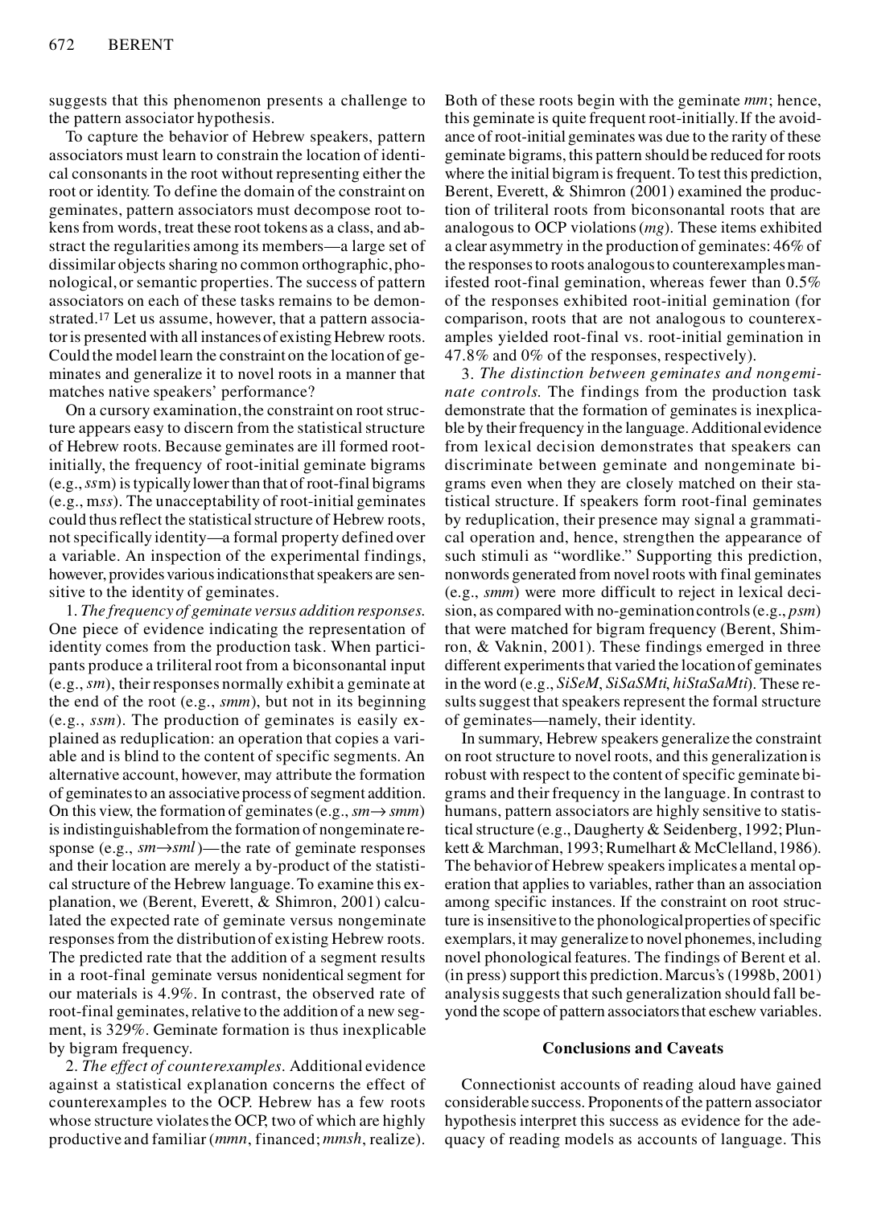suggests that this phenomenon presents a challenge to the pattern associator hypothesis.

To capture the behavior of Hebrew speakers, pattern associators must learn to constrain the location of identical consonants in the root without representing either the root or identity. To define the domain of the constraint on geminates, pattern associators must decompose root tokens from words, treat these root tokens as a class, and abstract the regularities among its members—a large set of dissimilar objects sharing no common orthographic, phonological, or semantic properties. The success of pattern associators on each of these tasks remains to be demonstrated.[17] Let us assume, however, that a pattern associator is presented with all instances of existing Hebrew roots. Could the model learn the constraint on the location of geminates and generalize it to novel roots in a manner that matches native speakers' performance?

On a cursory examination, the constraint on root structure appears easy to discern from the statistical structure of Hebrew roots. Because geminates are ill formed root-initially, the frequency of root-initial geminate bigrams (e.g., *ss*m) is typically lower than that of root-final bigrams (e.g., m*ss*). The unacceptability of root-initial geminates could thus reflect the statistical structure of Hebrew roots, not specifically identity—a formal property defined over a variable. An inspection of the experimental findings, however, provides various indications that speakers are sensitive to the identity of geminates.

1. *The frequency of geminate versus addition responses.* One piece of evidence indicating the representation of identity comes from the production task. When participants produce a triliteral root from a biconsonantal input (e.g., *sm*), their responses normally exhibit a geminate at the end of the root (e.g., *smm*), but not in its beginning (e.g., *ssm*). The production of geminates is easily explained as reduplication: an operation that copies a variable and is blind to the content of specific segments. An alternative account, however, may attribute the formation of geminates to an associative process of segment addition. On this view, the formation of geminates (e.g., *sm*→*smm*) is indistinguishable from the formation of nongeminate response (e.g., *sm*→*sml*)—the rate of geminate responses and their location are merely a by-product of the statistical structure of the Hebrew language. To examine this explanation, we (Berent, Everett, & Shimron, 2001) calculated the expected rate of geminate versus nongeminate responses from the distribution of existing Hebrew roots. The predicted rate that the addition of a segment results in a root-final geminate versus nonidentical segment for our materials is 4.9%. In contrast, the observed rate of root-final geminates, relative to the addition of a new segment, is 329%. Geminate formation is thus inexplicable by bigram frequency.

2. *The effect of counterexamples.* Additional evidence against a statistical explanation concerns the effect of counterexamples to the OCP. Hebrew has a few roots whose structure violates the OCP, two of which are highly productive and familiar (*mmn*, financed; *mmsh*, realize). Both of these roots begin with the geminate *mm*; hence, this geminate is quite frequent root-initially. If the avoidance of root-initial geminates was due to the rarity of these geminate bigrams, this pattern should be reduced for roots where the initial bigram is frequent. To test this prediction, Berent, Everett, & Shimron (2001) examined the production of triliteral roots from biconsonantal roots that are analogous to OCP violations (*mg*). These items exhibited a clear asymmetry in the production of geminates: 46% of the responses to roots analogous to counterexamples manifested root-final gemination, whereas fewer than 0.5% of the responses exhibited root-initial gemination (for comparison, roots that are not analogous to counterexamples yielded root-final vs. root-initial gemination in 47.8% and 0% of the responses, respectively).

3. *The distinction between geminates and nongeminate controls.* The findings from the production task demonstrate that the formation of geminates is inexplicable by their frequency in the language. Additional evidence from lexical decision demonstrates that speakers can discriminate between geminate and nongeminate bigrams even when they are closely matched on their statistical structure. If speakers form root-final geminates by reduplication, their presence may signal a grammatical operation and, hence, strengthen the appearance of such stimuli as "wordlike." Supporting this prediction, nonwords generated from novel roots with final geminates (e.g., *smm*) were more difficult to reject in lexical decision, as compared with no-gemination controls (e.g., *psm*) that were matched for bigram frequency (Berent, Shimron, & Vaknin, 2001). These findings emerged in three different experiments that varied the location of geminates in the word (e.g., *SiSeM*, *SiSaSMti*, *hiStaSaMti*). These results suggest that speakers represent the formal structure of geminates—namely, their identity.

In summary, Hebrew speakers generalize the constraint on root structure to novel roots, and this generalization is robust with respect to the content of specific geminate bigrams and their frequency in the language. In contrast to humans, pattern associators are highly sensitive to statistical structure (e.g., Daugherty & Seidenberg, 1992; Plunkett & Marchman, 1993; Rumelhart & McClelland, 1986). The behavior of Hebrew speakers implicates a mental operation that applies to variables, rather than an association among specific instances. If the constraint on root structure is insensitive to the phonological properties of specific exemplars, it may generalize to novel phonemes, including novel phonological features. The findings of Berent et al. (in press) support this prediction. Marcus's (1998b, 2001) analysis suggests that such generalization should fall beyond the scope of pattern associators that eschew variables.

## Conclusions and Caveats

Connectionist accounts of reading aloud have gained considerable success. Proponents of the pattern associator hypothesis interpret this success as evidence for the adequacy of reading models as accounts of language. This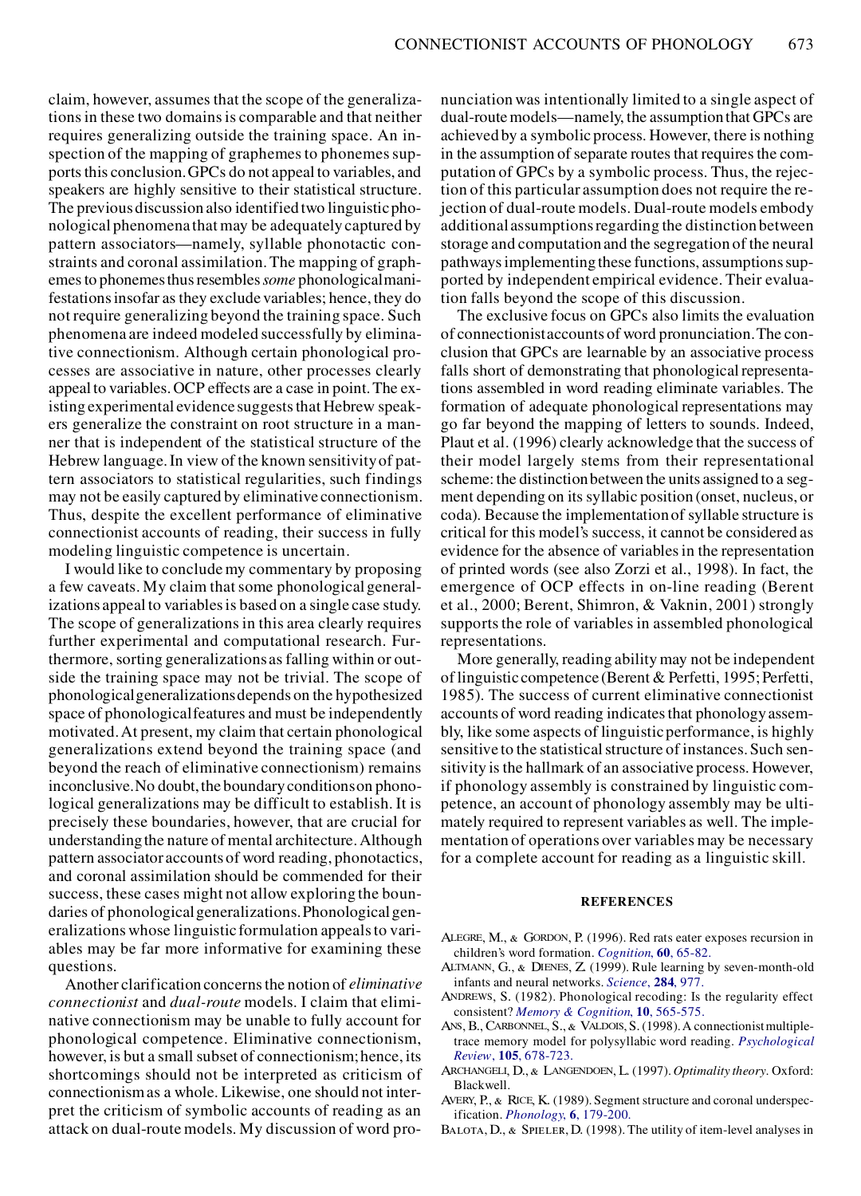claim, however, assumes that the scope of the generalizations in these two domains is comparable and that neither requires generalizing outside the training space. An inspection of the mapping of graphemes to phonemes supports this conclusion. GPCs do not appeal to variables, and speakers are highly sensitive to their statistical structure. The previous discussion also identified two linguistic phonological phenomena that may be adequately captured by pattern associators—namely, syllable phonotactic constraints and coronal assimilation. The mapping of graphemes to phonemes thus resembles *some* phonological manifestations insofar as they exclude variables; hence, they do not require generalizing beyond the training space. Such phenomena are indeed modeled successfully by eliminative connectionism. Although certain phonological processes are associative in nature, other processes clearly appeal to variables. OCP effects are a case in point. The existing experimental evidence suggests that Hebrew speakers generalize the constraint on root structure in a manner that is independent of the statistical structure of the Hebrew language. In view of the known sensitivity of pattern associators to statistical regularities, such findings may not be easily captured by eliminative connectionism. Thus, despite the excellent performance of eliminative connectionist accounts of reading, their success in fully modeling linguistic competence is uncertain.

I would like to conclude my commentary by proposing a few caveats. My claim that some phonological generalizations appeal to variables is based on a single case study. The scope of generalizations in this area clearly requires further experimental and computational research. Furthermore, sorting generalizations as falling within or outside the training space may not be trivial. The scope of phonological generalizations depends on the hypothesized space of phonological features and must be independently motivated. At present, my claim that certain phonological generalizations extend beyond the training space (and beyond the reach of eliminative connectionism) remains inconclusive. No doubt, the boundary conditions on phonological generalizations may be difficult to establish. It is precisely these boundaries, however, that are crucial for understanding the nature of mental architecture. Although pattern associator accounts of word reading, phonotactics, and coronal assimilation should be commended for their success, these cases might not allow exploring the boundaries of phonological generalizations. Phonological generalizations whose linguistic formulation appeals to variables may be far more informative for examining these questions.

Another clarification concerns the notion of *eliminative connectionist* and *dual-route* models. I claim that eliminative connectionism may be unable to fully account for phonological competence. Eliminative connectionism, however, is but a small subset of connectionism; hence, its shortcomings should not be interpreted as criticism of connectionism as a whole. Likewise, one should not interpret the criticism of symbolic accounts of reading as an attack on dual-route models. My discussion of word pronunciation was intentionally limited to a single aspect of dual-route models—namely, the assumption that GPCs are achieved by a symbolic process. However, there is nothing in the assumption of separate routes that requires the computation of GPCs by a symbolic process. Thus, the rejection of this particular assumption does not require the rejection of dual-route models. Dual-route models embody additional assumptions regarding the distinction between storage and computation and the segregation of the neural pathways implementing these functions, assumptions supported by independent empirical evidence. Their evaluation falls beyond the scope of this discussion.

The exclusive focus on GPCs also limits the evaluation of connectionist accounts of word pronunciation. The conclusion that GPCs are learnable by an associative process falls short of demonstrating that phonological representations assembled in word reading eliminate variables. The formation of adequate phonological representations may go far beyond the mapping of letters to sounds. Indeed, Plaut et al. (1996) clearly acknowledge that the success of their model largely stems from their representational scheme: the distinction between the units assigned to a segment depending on its syllabic position (onset, nucleus, or coda). Because the implementation of syllable structure is critical for this model's success, it cannot be considered as evidence for the absence of variables in the representation of printed words (see also Zorzi et al., 1998). In fact, the emergence of OCP effects in on-line reading (Berent et al., 2000; Berent, Shimron, & Vaknin, 2001) strongly supports the role of variables in assembled phonological representations.

More generally, reading ability may not be independent of linguistic competence (Berent & Perfetti, 1995; Perfetti, 1985). The success of current eliminative connectionist accounts of word reading indicates that phonology assembly, like some aspects of linguistic performance, is highly sensitive to the statistical structure of instances. Such sensitivity is the hallmark of an associative process. However, if phonology assembly is constrained by linguistic competence, an account of phonology assembly may be ultimately required to represent variables as well. The implementation of operations over variables may be necessary for a complete account for reading as a linguistic skill.

## REFERENCES

Alegre, M., & Gordon, P. (1996). Red rats eater exposes recursion in children's word formation. *Cognition*, **60**, 65-82.

Altmann, G., & Dienes, Z. (1999). Rule learning by seven-month-old infants and neural networks. *Science*, **284**, 977.

Andrews, S. (1982). Phonological recoding: Is the regularity effect consistent? *Memory & Cognition*, **10**, 565-575.

Ans, B., Carbonnel, S., & Valdois, S. (1998). A connectionist multiple-trace memory model for polysyllabic word reading. *Psychological Review*, **105**, 678-723.

Archangeli, D., & Langendoen, L. (1997). *Optimality theory*. Oxford: Blackwell.

Avery, P., & Rice, K. (1989). Segment structure and coronal underspecification. *Phonology*, **6**, 179-200.

Balota, D., & Spieler, D. (1998). The utility of item-level analyses in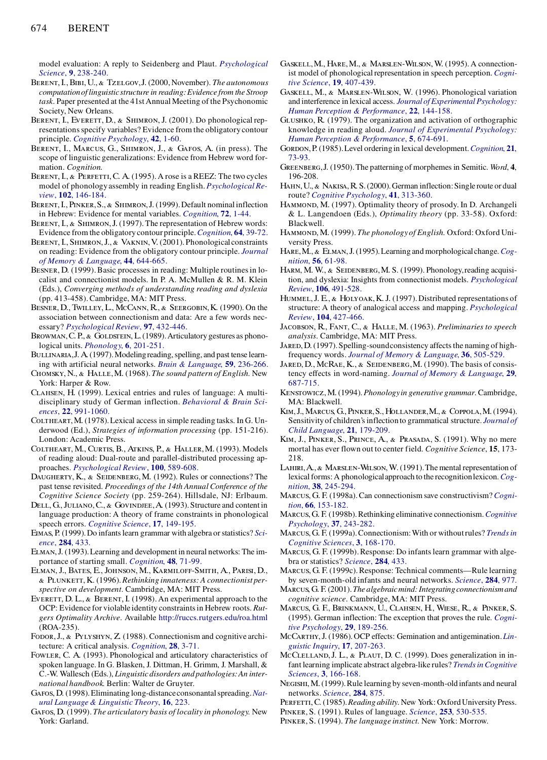model evaluation: A reply to Seidenberg and Plaut. *Psychological Science*, **9**, 238-240.

Berent, I., Bibi, U., & Tzelgov, J. (2000, November). *The autonomous computation of linguistic structure in reading: Evidence from the Stroop task*. Paper presented at the 41st Annual Meeting of the Psychonomic Society, New Orleans.

Berent, I., Everett, D., & Shimron, J. (2001). Do phonological representations specify variables? Evidence from the obligatory contour principle. *Cognitive Psychology*, **42**, 1-60.

Berent, I., Marcus, G., Shimron, J., & Gafos, A. (in press). The scope of linguistic generalizations: Evidence from Hebrew word formation. *Cognition*.

Berent, I., & Perfetti, C. A. (1995). A rose is a REEZ: The two cycles model of phonology assembly in reading English. *Psychological Review*, **102**, 146-184.

Berent, I., Pinker, S., & Shimron, J. (1999). Default nominal inflection in Hebrew: Evidence for mental variables. *Cognition*, **72**, 1-44.

Berent, I., & Shimron, J. (1997). The representation of Hebrew words: Evidence from the obligatory contour principle. *Cognition*, **64**, 39-72.

Berent, I., Shimron, J., & Vaknin, V. (2001). Phonological constraints on reading: Evidence from the obligatory contour principle. *Journal of Memory & Language*, **44**, 644-665.

Besner, D. (1999). Basic processes in reading: Multiple routines in localist and connectionist models. In P. A. McMullen & R. M. Klein (Eds.), *Converging methods of understanding reading and dyslexia* (pp. 413-458). Cambridge, MA: MIT Press.

Besner, D., Twilley, L., McCann, R., & Seergobin, K. (1990). On the association between connectionism and data: Are a few words necessary? *Psychological Review*, **97**, 432-446.

Browman, C. P., & Goldstein, L. (1989). Articulatory gestures as phonological units. *Phonology*, **6**, 201-251.

Bullinaria, J. A. (1997). Modeling reading, spelling, and past tense learning with artificial neural networks. *Brain & Language*, **59**, 236-266.

Chomsky, N., & Halle, M. (1968). *The sound pattern of English*. New York: Harper & Row.

Clahsen, H. (1999). Lexical entries and rules of language: A multidisciplinary study of German inflection. *Behavioral & Brain Sciences*, **22**, 991-1060.

Coltheart, M. (1978). Lexical access in simple reading tasks. In G. Underwood (Ed.), *Strategies of information processing* (pp. 151-216). London: Academic Press.

Coltheart, M., Curtis, B., Atkins, P., & Haller, M. (1993). Models of reading aloud: Dual-route and parallel-distributed processing approaches. *Psychological Review*, **100**, 589-608.

Daugherty, K., & Seidenberg, M. (1992). Rules or connections? The past tense revisited. *Proceedings of the 14th Annual Conference of the Cognitive Science Society* (pp. 259-264). Hillsdale, NJ: Erlbaum.

Dell, G., Juliano, C., & Govindjee, A. (1993). Structure and content in language production: A theory of frame constraints in phonological speech errors. *Cognitive Science*, **17**, 149-195.

Eimas, P. (1999). Do infants learn grammar with algebra or statistics? *Science*, **284**, 433.

Elman, J. (1993). Learning and development in neural networks: The importance of starting small. *Cognition*, **48**, 71-99.

Elman, J., Bates, E., Johnson, M., Karmiloff-Smith, A., Parisi, D., & Plunkett, K. (1996). *Rethinking innateness: A connectionist perspective on development*. Cambridge, MA: MIT Press.

Everett, D. L., & Berent, I. (1998). An experimental approach to the OCP: Evidence for violable identity constraints in Hebrew roots. *Rutgers Optimality Archive*. Available http://ruccs.rutgers.edu/roa.html (ROA-235).

Fodor, J., & Pylyshyn, Z. (1988). Connectionism and cognitive architecture: A critical analysis. *Cognition*, **28**, 3-71.

Fowler, C. A. (1993). Phonological and articulatory characteristics of spoken language. In G. Blasken, J. Dittman, H. Grimm, J. Marshall, & C.-W. Wallesch (Eds.), *Linguistic disorders and pathologies: An international handbook*. Berlin: Walter de Gruyter.

Gafos, D. (1998). Eliminating long-distance consonantal spreading. *Natural Language & Linguistic Theory*, **16**, 223.

Gafos, D. (1999). *The articulatory basis of locality in phonology*. New York: Garland.

Gaskell, M., Hare, M., & Marslen-Wilson, W. (1995). A connectionist model of phonological representation in speech perception. *Cognitive Science*, **19**, 407-439.

Gaskell, M., & Marslen-Wilson, W. (1996). Phonological variation and interference in lexical access. *Journal of Experimental Psychology: Human Perception & Performance*, **22**, 144-158.

Glushko, R. (1979). The organization and activation of orthographic knowledge in reading aloud. *Journal of Experimental Psychology: Human Perception & Performance*, **5**, 674-691.

Gordon, P. (1985). Level ordering in lexical development. *Cognition*, **21**, 73-93.

Greenberg, J. (1950). The patterning of morphemes in Semitic. *Word*, **4**, 196-208.

Hahn, U., & Nakisa, R. S. (2000). German inflection: Single route or dual route? *Cognitive Psychology*, **41**, 313-360.

Hammond, M. (1997). Optimality theory of prosody. In D. Archangeli & L. Langendoen (Eds.), *Optimality theory* (pp. 33-58). Oxford: Blackwell.

Hammond, M. (1999). *The phonology of English*. Oxford: Oxford University Press.

Hare, M., & Elman, J. (1995). Learning and morphological change. *Cognition*, **56**, 61-98.

Harm, M. W., & Seidenberg, M. S. (1999). Phonology, reading acquisition, and dyslexia: Insights from connectionist models. *Psychological Review*, **106**, 491-528.

Hummel, J. E., & Holyoak, K. J. (1997). Distributed representations of structure: A theory of analogical access and mapping. *Psychological Review*, **104**, 427-466.

Jacobson, R., Fant, C., & Halle, M. (1963). *Preliminaries to speech analysis*. Cambridge, MA: MIT Press.

Jared, D. (1997). Spelling-sound consistency affects the naming of high-frequency words. *Journal of Memory & Language*, **36**, 505-529.

Jared, D., McRae, K., & Seidenberg, M. (1990). The basis of consistency effects in word-naming. *Journal of Memory & Language*, **29**, 687-715.

Kenstowicz, M. (1994). *Phonology in generative grammar*. Cambridge, MA: Blackwell.

Kim, J., Marcus, G., Pinker, S., Hollander, M., & Coppola, M. (1994). Sensitivity of children's inflection to grammatical structure. *Journal of Child Language*, **21**, 179-209.

Kim, J., Pinker, S., Prince, A., & Prasada, S. (1991). Why no mere mortal has ever flown out to center field. *Cognitive Science*, **15**, 173-218.

Lahiri, A., & Marslen-Wilson, W. (1991). The mental representation of lexical forms: A phonological approach to the recognition lexicon. *Cognition*, **38**, 245-294.

Marcus, G. F. (1998a). Can connectionism save constructivism? *Cognition*, **66**, 153-182.

Marcus, G. F. (1998b). Rethinking eliminative connectionism. *Cognitive Psychology*, **37**, 243-282.

Marcus, G. F. (1999a). Connectionism: With or without rules? *Trends in Cognitive Sciences*, **3**, 168-170.

Marcus, G. F. (1999b). Response: Do infants learn grammar with algebra or statistics? *Science*, **284**, 433.

Marcus, G. F. (1999c). Response: Technical comments—Rule learning by seven-month-old infants and neural networks. *Science*, **284**, 977.

Marcus, G. F. (2001). *The algebraic mind: Integrating connectionism and cognitive science*. Cambridge, MA: MIT Press.

Marcus, G. F., Brinkmann, U., Clahsen, H., Wiese, R., & Pinker, S. (1995). German inflection: The exception that proves the rule. *Cognitive Psychology*, **29**, 189-256.

McCarthy, J. (1986). OCP effects: Gemination and antigemination. *Linguistic Inquiry*, **17**, 207-263.

McClelland, J. L., & Plaut, D. C. (1999). Does generalization in infant learning implicate abstract algebra-like rules? *Trends in Cognitive Sciences*, **3**, 166-168.

Negishi, M. (1999). Rule learning by seven-month-old infants and neural networks. *Science*, **284**, 875.

Perfetti, C. (1985). *Reading ability*. New York: Oxford University Press.

Pinker, S. (1991). Rules of language. *Science*, **253**, 530-535.

Pinker, S. (1994). *The language instinct*. New York: Morrow.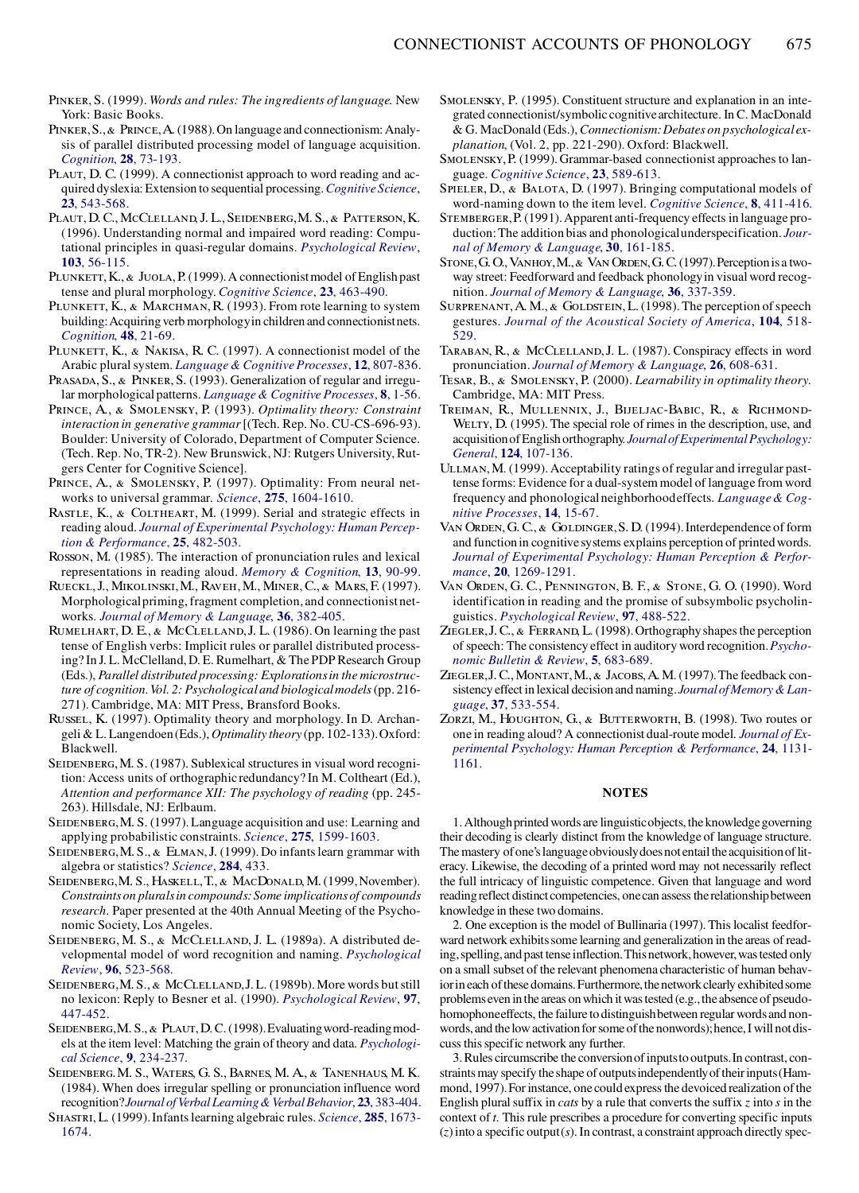Pinker, S. (1999). *Words and rules: The ingredients of language*. New York: Basic Books.

Pinker, S., & Prince, A. (1988). On language and connectionism: Analysis of parallel distributed processing model of language acquisition. *Cognition*, **28**, 73-193.

Plaut, D. C. (1999). A connectionist approach to word reading and acquired dyslexia: Extension to sequential processing. *Cognitive Science*, **23**, 543-568.

Plaut, D. C., McClelland, J. L., Seidenberg, M. S., & Patterson, K. (1996). Understanding normal and impaired word reading: Computational principles in quasi-regular domains. *Psychological Review*, **103**, 56-115.

Plunkett, K., & Juola, P. (1999). A connectionist model of English past tense and plural morphology. *Cognitive Science*, **23**, 463-490.

Plunkett, K., & Marchman, R. (1993). From rote learning to system building: Acquiring verb morphology in children and connectionist nets. *Cognition*, **48**, 21-69.

Plunkett, K., & Nakisa, R. C. (1997). A connectionist model of the Arabic plural system. *Language & Cognitive Processes*, **12**, 807-836.

Prasada, S., & Pinker, S. (1993). Generalization of regular and irregular morphological patterns. *Language & Cognitive Processes*, **8**, 1-56.

Prince, A., & Smolensky, P. (1993). *Optimality theory: Constraint interaction in generative grammar* [(Tech. Rep. No. CU-CS-696-93). Boulder: University of Colorado, Department of Computer Science. (Tech. Rep. No, TR-2). New Brunswick, NJ: Rutgers University, Rutgers Center for Cognitive Science].

Prince, A., & Smolensky, P. (1997). Optimality: From neural networks to universal grammar. *Science*, **275**, 1604-1610.

Rastle, K., & Coltheart, M. (1999). Serial and strategic effects in reading aloud. *Journal of Experimental Psychology: Human Perception & Performance*, **25**, 482-503.

Rosson, M. (1985). The interaction of pronunciation rules and lexical representations in reading aloud. *Memory & Cognition*, **13**, 90-99.

Rueckl, J., Mikolinski, M., Raveh, M., Miner, C., & Mars, F. (1997). Morphological priming, fragment completion, and connectionist networks. *Journal of Memory & Language*, **36**, 382-405.

Rumelhart, D. E., & McClelland, J. L. (1986). On learning the past tense of English verbs: Implicit rules or parallel distributed processing? In J. L. McClelland, D. E. Rumelhart, & The PDP Research Group (Eds.), *Parallel distributed processing: Explorations in the microstructure of cognition. Vol. 2: Psychological and biological models* (pp. 216-271). Cambridge, MA: MIT Press, Bransford Books.

Russel, K. (1997). Optimality theory and morphology. In D. Archangeli & L. Langendoen (Eds.), *Optimality theory* (pp. 102-133). Oxford: Blackwell.

Seidenberg, M. S. (1987). Sublexical structures in visual word recognition: Access units of orthographic redundancy? In M. Coltheart (Ed.), *Attention and performance XII: The psychology of reading* (pp. 245-263). Hillsdale, NJ: Erlbaum.

Seidenberg, M. S. (1997). Language acquisition and use: Learning and applying probabilistic constraints. *Science*, **275**, 1599-1603.

Seidenberg, M. S., & Elman, J. (1999). Do infants learn grammar with algebra or statistics? *Science*, **284**, 433.

Seidenberg, M. S., Haskell, T., & MacDonald, M. (1999, November). *Constraints on plurals in compounds: Some implications of compounds research*. Paper presented at the 40th Annual Meeting of the Psychonomic Society, Los Angeles.

Seidenberg, M. S., & McClelland, J. L. (1989a). A distributed developmental model of word recognition and naming. *Psychological Review*, **96**, 523-568.

Seidenberg, M. S., & McClelland, J. L. (1989b). More words but still no lexicon: Reply to Besner et al. (1990). *Psychological Review*, **97**, 447-452.

Seidenberg, M. S., & Plaut, D. C. (1998). Evaluating word-reading models at the item level: Matching the grain of theory and data. *Psychological Science*, **9**, 234-237.

Seidenberg, M. S., Waters, G. S., Barnes, M. A., & Tanenhaus, M. K. (1984). When does irregular spelling or pronunciation influence word recognition? *Journal of Verbal Learning & Verbal Behavior*, **23**, 383-404.

Shastri, L. (1999). Infants learning algebraic rules. *Science*, **285**, 1673-1674.

Smolensky, P. (1995). Constituent structure and explanation in an integrated connectionist/symbolic cognitive architecture. In C. MacDonald & G. MacDonald (Eds.), *Connectionism: Debates on psychological explanation*, (Vol. 2, pp. 221-290). Oxford: Blackwell.

Smolensky, P. (1999). Grammar-based connectionist approaches to language. *Cognitive Science*, **23**, 589-613.

Spieler, D., & Balota, D. (1997). Bringing computational models of word-naming down to the item level. *Cognitive Science*, **8**, 411-416.

Stemberger, P. (1991). Apparent anti-frequency effects in language production: The addition bias and phonological underspecification. *Journal of Memory & Language*, **30**, 161-185.

Stone, G. O., Vanhoy, M., & Van Orden, G. C. (1997). Perception is a two-way street: Feedforward and feedback phonology in visual word recognition. *Journal of Memory & Language*, **36**, 337-359.

Surprenant, A. M., & Goldstein, L. (1998). The perception of speech gestures. *Journal of the Acoustical Society of America*, **104**, 518-529.

Taraban, R., & McClelland, J. L. (1987). Conspiracy effects in word pronunciation. *Journal of Memory & Language*, **26**, 608-631.

Tesar, B., & Smolensky, P. (2000). *Learnability in optimality theory*. Cambridge, MA: MIT Press.

Treiman, R., Mullennix, J., Bijeljac-Babic, R., & Richmond-Welty, D. (1995). The special role of rimes in the description, use, and acquisition of English orthography. *Journal of Experimental Psychology: General*, **124**, 107-136.

Ullman, M. (1999). Acceptability ratings of regular and irregular past-tense forms: Evidence for a dual-system model of language from word frequency and phonological neighborhood effects. *Language & Cognitive Processes*, **14**, 15-67.

Van Orden, G. C., & Goldinger, S. D. (1994). Interdependence of form and function in cognitive systems explains perception of printed words. *Journal of Experimental Psychology: Human Perception & Performance*, **20**, 1269-1291.

Van Orden, G. C., Pennington, B. F., & Stone, G. O. (1990). Word identification in reading and the promise of subsymbolic psycholinguistics. *Psychological Review*, **97**, 488-522.

Ziegler, J. C., & Ferrand, L. (1998). Orthography shapes the perception of speech: The consistency effect in auditory word recognition. *Psychonomic Bulletin & Review*, **5**, 683-689.

Ziegler, J. C., Montant, M., & Jacobs, A. M. (1997). The feedback consistency effect in lexical decision and naming. *Journal of Memory & Language*, **37**, 533-554.

Zorzi, M., Houghton, G., & Butterworth, B. (1998). Two routes or one in reading aloud? A connectionist dual-route model. *Journal of Experimental Psychology: Human Perception & Performance*, **24**, 1131-1161.

## NOTES

1. Although printed words are linguistic objects, the knowledge governing their decoding is clearly distinct from the knowledge of language structure. The mastery of one's language obviously does not entail the acquisition of literacy. Likewise, the decoding of a printed word may not necessarily reflect the full intricacy of linguistic competence. Given that language and word reading reflect distinct competencies, one can assess the relationship between knowledge in these two domains.

2. One exception is the model of Bullinaria (1997). This localist feedforward network exhibits some learning and generalization in the areas of reading, spelling, and past tense inflection. This network, however, was tested only on a small subset of the relevant phenomena characteristic of human behavior in each of these domains. Furthermore, the network clearly exhibited some problems even in the areas on which it was tested (e.g., the absence of pseudohomophone effects, the failure to distinguish between regular words and nonwords, and the low activation for some of the nonwords); hence, I will not discuss this specific network any further.

3. Rules circumscribe the conversion of inputs to outputs. In contrast, constraints may specify the shape of outputs independently of their inputs (Hammond, 1997). For instance, one could express the devoiced realization of the English plural suffix in *cats* by a rule that converts the suffix *z* into *s* in the context of *t*. This rule prescribes a procedure for converting specific inputs (*z*) into a specific output (*s*). In contrast, a constraint approach directly spec-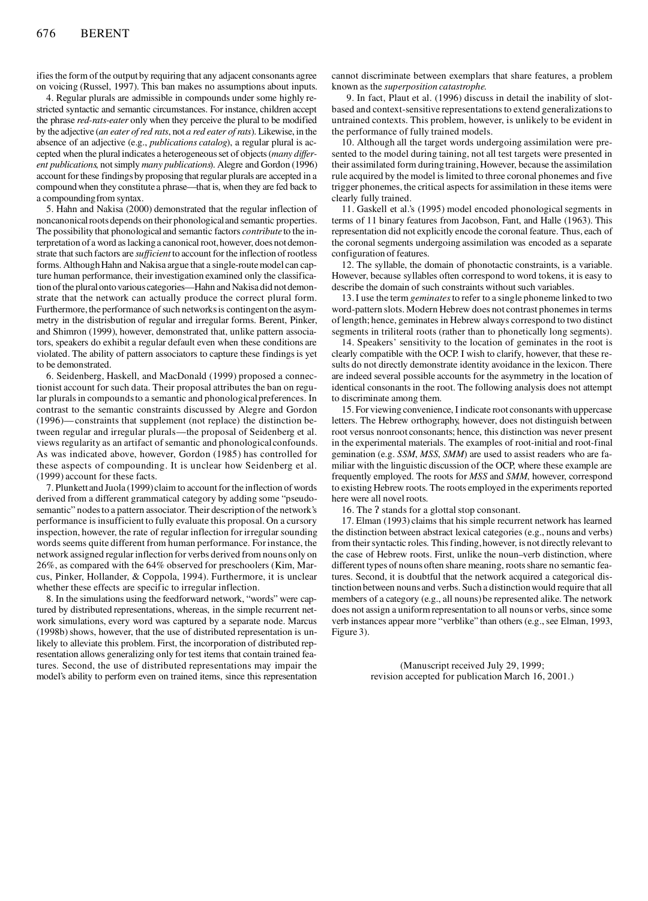ifies the form of the output by requiring that any adjacent consonants agree on voicing (Russel, 1997). This ban makes no assumptions about inputs.

4. Regular plurals are admissible in compounds under some highly restricted syntactic and semantic circumstances. For instance, children accept the phrase *red-rats-eater* only when they perceive the plural to be modified by the adjective (*an eater of red rats*, not *a red eater of rats*). Likewise, in the absence of an adjective (e.g., *publications catalog*), a regular plural is accepted when the plural indicates a heterogeneous set of objects (*many different publications*, not simply *many publications*). Alegre and Gordon (1996) account for these findings by proposing that regular plurals are accepted in a compound when they constitute a phrase—that is, when they are fed back to a compounding from syntax.

5. Hahn and Nakisa (2000) demonstrated that the regular inflection of noncanonical roots depends on their phonological and semantic properties. The possibility that phonological and semantic factors *contribute* to the interpretation of a word as lacking a canonical root, however, does not demonstrate that such factors are *sufficient* to account for the inflection of rootless forms. Although Hahn and Nakisa argue that a single-route model can capture human performance, their investigation examined only the classification of the plural onto various categories—Hahn and Nakisa did not demonstrate that the network can actually produce the correct plural form. Furthermore, the performance of such networks is contingent on the asymmetry in the distrisbution of regular and irregular forms. Berent, Pinker, and Shimron (1999), however, demonstrated that, unlike pattern associators, speakers do exhibit a regular default even when these conditions are violated. The ability of pattern associators to capture these findings is yet to be demonstrated.

6. Seidenberg, Haskell, and MacDonald (1999) proposed a connectionist account for such data. Their proposal attributes the ban on regular plurals in compounds to a semantic and phonological preferences. In contrast to the semantic constraints discussed by Alegre and Gordon (1996)—constraints that supplement (not replace) the distinction between regular and irregular plurals—the proposal of Seidenberg et al. views regularity as an artifact of semantic and phonological confounds. As was indicated above, however, Gordon (1985) has controlled for these aspects of compounding. It is unclear how Seidenberg et al. (1999) account for these facts.

7. Plunkett and Juola (1999) claim to account for the inflection of words derived from a different grammatical category by adding some "pseudosemantic" nodes to a pattern associator. Their description of the network's performance is insufficient to fully evaluate this proposal. On a cursory inspection, however, the rate of regular inflection for irregular sounding words seems quite different from human performance. For instance, the network assigned regular inflection for verbs derived from nouns only on 26%, as compared with the 64% observed for preschoolers (Kim, Marcus, Pinker, Hollander, & Coppola, 1994). Furthermore, it is unclear whether these effects are specific to irregular inflection.

8. In the simulations using the feedforward network, "words" were captured by distributed representations, whereas, in the simple recurrent network simulations, every word was captured by a separate node. Marcus (1998b) shows, however, that the use of distributed representation is unlikely to alleviate this problem. First, the incorporation of distributed representation allows generalizing only for test items that contain trained features. Second, the use of distributed representations may impair the model's ability to perform even on trained items, since this representation cannot discriminate between exemplars that share features, a problem known as the *superposition catastrophe*.

9. In fact, Plaut et al. (1996) discuss in detail the inability of slot-based and context-sensitive representations to extend generalizations to untrained contexts. This problem, however, is unlikely to be evident in the performance of fully trained models.

10. Although all the target words undergoing assimilation were presented to the model during taining, not all test targets were presented in their assimilated form during training, However, because the assimilation rule acquired by the model is limited to three coronal phonemes and five trigger phonemes, the critical aspects for assimilation in these items were clearly fully trained.

11. Gaskell et al.'s (1995) model encoded phonological segments in terms of 11 binary features from Jacobson, Fant, and Halle (1963). This representation did not explicitly encode the coronal feature. Thus, each of the coronal segments undergoing assimilation was encoded as a separate configuration of features.

12. The syllable, the domain of phonotactic constraints, is a variable. However, because syllables often correspond to word tokens, it is easy to describe the domain of such constraints without such variables.

13. I use the term *geminates* to refer to a single phoneme linked to two word-pattern slots. Modern Hebrew does not contrast phonemes in terms of length; hence, geminates in Hebrew always correspond to two distinct segments in triliteral roots (rather than to phonetically long segments).

14. Speakers' sensitivity to the location of geminates in the root is clearly compatible with the OCP. I wish to clarify, however, that these results do not directly demonstrate identity avoidance in the lexicon. There are indeed several possible accounts for the asymmetry in the location of identical consonants in the root. The following analysis does not attempt to discriminate among them.

15. For viewing convenience, I indicate root consonants with uppercase letters. The Hebrew orthography, however, does not distinguish between root versus nonroot consonants; hence, this distinction was never present in the experimental materials. The examples of root-initial and root-final gemination (e.g. *SSM*, *MSS*, *SMM*) are used to assist readers who are familiar with the linguistic discussion of the OCP, where these example are frequently employed. The roots for *MSS* and *SMM*, however, correspond to existing Hebrew roots. The roots employed in the experiments reported here were all novel roots.

16. The ʔ stands for a glottal stop consonant.

17. Elman (1993) claims that his simple recurrent network has learned the distinction between abstract lexical categories (e.g., nouns and verbs) from their syntactic roles. This finding, however, is not directly relevant to the case of Hebrew roots. First, unlike the noun–verb distinction, where different types of nouns often share meaning, roots share no semantic features. Second, it is doubtful that the network acquired a categorical distinction between nouns and verbs. Such a distinction would require that all members of a category (e.g., all nouns) be represented alike. The network does not assign a uniform representation to all nouns or verbs, since some verb instances appear more "verblike" than others (e.g., see Elman, 1993, Figure 3).

(Manuscript received July 29, 1999;
revision accepted for publication March 16, 2001.)